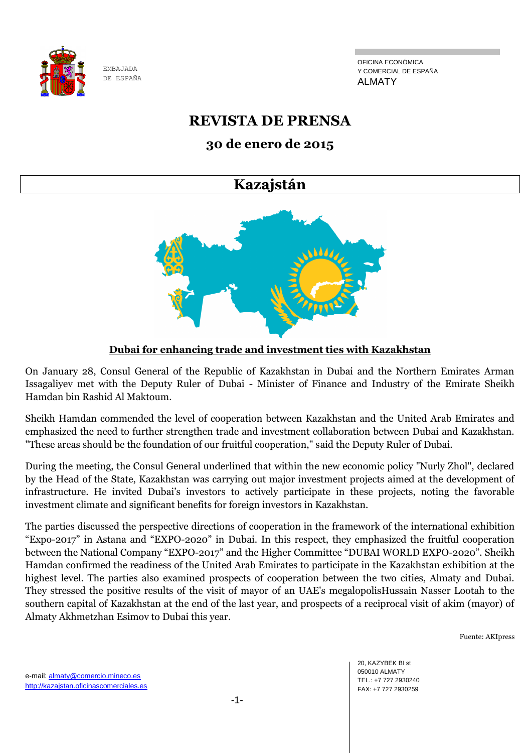EMBAJADA
DE ESPAÑA

OFICINA ECONÓMICA
Y COMERCIAL DE ESPAÑA
ALMATY

# REVISTA DE PRENSA

## 30 de enero de 2015

## Kazajstán

**Dubai for enhancing trade and investment ties with Kazakhstan**

On January 28, Consul General of the Republic of Kazakhstan in Dubai and the Northern Emirates Arman Issagaliyev met with the Deputy Ruler of Dubai - Minister of Finance and Industry of the Emirate Sheikh Hamdan bin Rashid Al Maktoum.

Sheikh Hamdan commended the level of cooperation between Kazakhstan and the United Arab Emirates and emphasized the need to further strengthen trade and investment collaboration between Dubai and Kazakhstan. "These areas should be the foundation of our fruitful cooperation," said the Deputy Ruler of Dubai.

During the meeting, the Consul General underlined that within the new economic policy "Nurly Zhol", declared by the Head of the State, Kazakhstan was carrying out major investment projects aimed at the development of infrastructure. He invited Dubai's investors to actively participate in these projects, noting the favorable investment climate and significant benefits for foreign investors in Kazakhstan.

The parties discussed the perspective directions of cooperation in the framework of the international exhibition "Expo-2017" in Astana and "EXPO-2020" in Dubai. In this respect, they emphasized the fruitful cooperation between the National Company "EXPO-2017" and the Higher Committee "DUBAI WORLD EXPO-2020". Sheikh Hamdan confirmed the readiness of the United Arab Emirates to participate in the Kazakhstan exhibition at the highest level. The parties also examined prospects of cooperation between the two cities, Almaty and Dubai. They stressed the positive results of the visit of mayor of an UAE's megalopolisHussain Nasser Lootah to the southern capital of Kazakhstan at the end of the last year, and prospects of a reciprocal visit of akim (mayor) of Almaty Akhmetzhan Esimov to Dubai this year.

Fuente: AKIpress

e-mail: almaty@comercio.mineco.es
http://kazajstan.oficinascomerciales.es

20, KAZYBEK BI st
050010 ALMATY
TEL.: +7 727 2930240
FAX: +7 727 2930259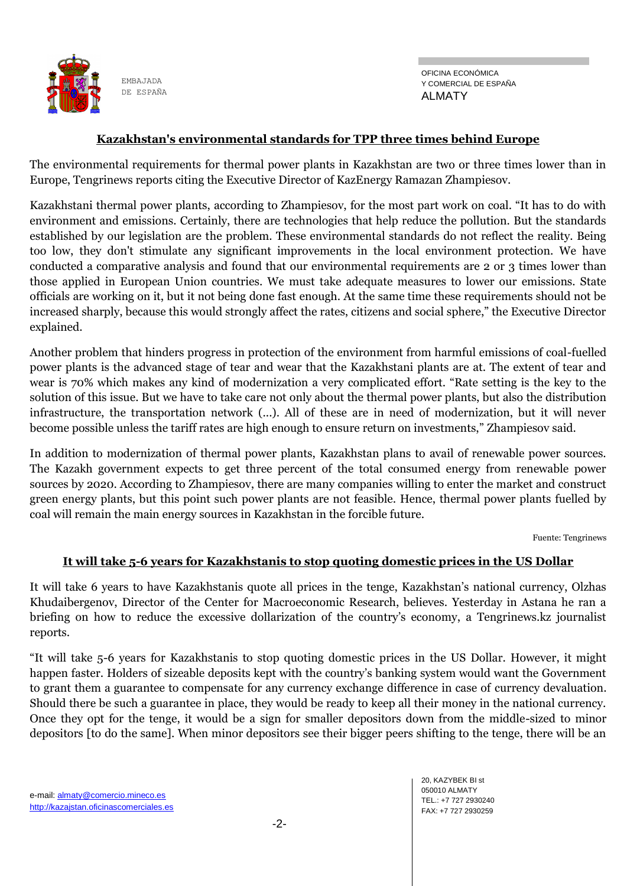## Kazakhstan's environmental standards for TPP three times behind Europe

The environmental requirements for thermal power plants in Kazakhstan are two or three times lower than in Europe, Tengrinews reports citing the Executive Director of KazEnergy Ramazan Zhampiesov.

Kazakhstani thermal power plants, according to Zhampiesov, for the most part work on coal. "It has to do with environment and emissions. Certainly, there are technologies that help reduce the pollution. But the standards established by our legislation are the problem. These environmental standards do not reflect the reality. Being too low, they don't stimulate any significant improvements in the local environment protection. We have conducted a comparative analysis and found that our environmental requirements are 2 or 3 times lower than those applied in European Union countries. We must take adequate measures to lower our emissions. State officials are working on it, but it not being done fast enough. At the same time these requirements should not be increased sharply, because this would strongly affect the rates, citizens and social sphere," the Executive Director explained.

Another problem that hinders progress in protection of the environment from harmful emissions of coal-fuelled power plants is the advanced stage of tear and wear that the Kazakhstani plants are at. The extent of tear and wear is 70% which makes any kind of modernization a very complicated effort. "Rate setting is the key to the solution of this issue. But we have to take care not only about the thermal power plants, but also the distribution infrastructure, the transportation network (...). All of these are in need of modernization, but it will never become possible unless the tariff rates are high enough to ensure return on investments," Zhampiesov said.

In addition to modernization of thermal power plants, Kazakhstan plans to avail of renewable power sources. The Kazakh government expects to get three percent of the total consumed energy from renewable power sources by 2020. According to Zhampiesov, there are many companies willing to enter the market and construct green energy plants, but this point such power plants are not feasible. Hence, thermal power plants fuelled by coal will remain the main energy sources in Kazakhstan in the forcible future.

Fuente: Tengrinews

## It will take 5-6 years for Kazakhstanis to stop quoting domestic prices in the US Dollar

It will take 6 years to have Kazakhstanis quote all prices in the tenge, Kazakhstan's national currency, Olzhas Khudaibergenov, Director of the Center for Macroeconomic Research, believes. Yesterday in Astana he ran a briefing on how to reduce the excessive dollarization of the country's economy, a Tengrinews.kz journalist reports.

"It will take 5-6 years for Kazakhstanis to stop quoting domestic prices in the US Dollar. However, it might happen faster. Holders of sizeable deposits kept with the country's banking system would want the Government to grant them a guarantee to compensate for any currency exchange difference in case of currency devaluation. Should there be such a guarantee in place, they would be ready to keep all their money in the national currency. Once they opt for the tenge, it would be a sign for smaller depositors down from the middle-sized to minor depositors [to do the same]. When minor depositors see their bigger peers shifting to the tenge, there will be an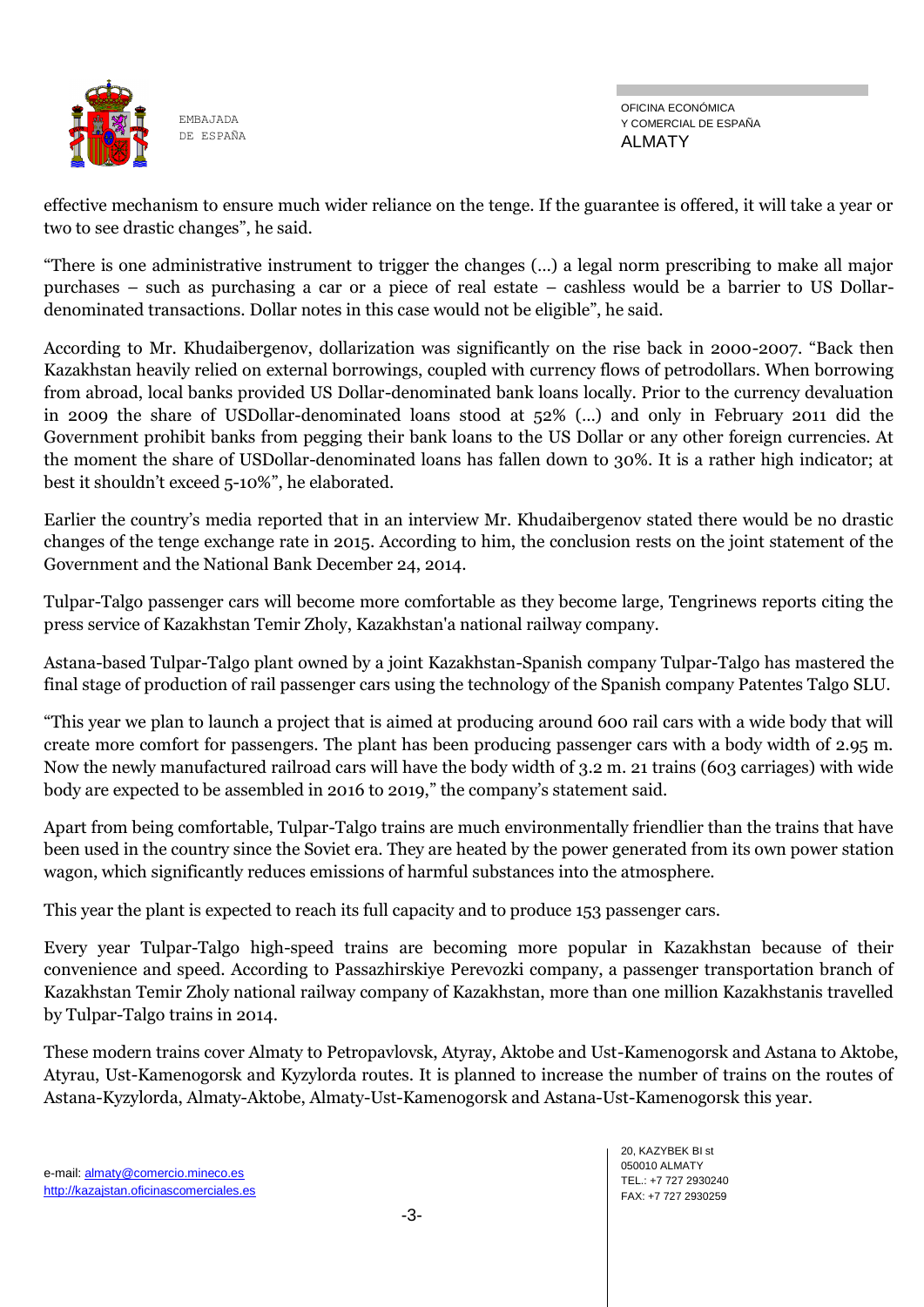effective mechanism to ensure much wider reliance on the tenge. If the guarantee is offered, it will take a year or two to see drastic changes", he said.

"There is one administrative instrument to trigger the changes (…) a legal norm prescribing to make all major purchases – such as purchasing a car or a piece of real estate – cashless would be a barrier to US Dollar-denominated transactions. Dollar notes in this case would not be eligible", he said.

According to Mr. Khudaibergenov, dollarization was significantly on the rise back in 2000-2007. "Back then Kazakhstan heavily relied on external borrowings, coupled with currency flows of petrodollars. When borrowing from abroad, local banks provided US Dollar-denominated bank loans locally. Prior to the currency devaluation in 2009 the share of USDollar-denominated loans stood at 52% (…) and only in February 2011 did the Government prohibit banks from pegging their bank loans to the US Dollar or any other foreign currencies. At the moment the share of USDollar-denominated loans has fallen down to 30%. It is a rather high indicator; at best it shouldn't exceed 5-10%", he elaborated.

Earlier the country's media reported that in an interview Mr. Khudaibergenov stated there would be no drastic changes of the tenge exchange rate in 2015. According to him, the conclusion rests on the joint statement of the Government and the National Bank December 24, 2014.

Tulpar-Talgo passenger cars will become more comfortable as they become large, Tengrinews reports citing the press service of Kazakhstan Temir Zholy, Kazakhstan'a national railway company.

Astana-based Tulpar-Talgo plant owned by a joint Kazakhstan-Spanish company Tulpar-Talgo has mastered the final stage of production of rail passenger cars using the technology of the Spanish company Patentes Talgo SLU.

"This year we plan to launch a project that is aimed at producing around 600 rail cars with a wide body that will create more comfort for passengers. The plant has been producing passenger cars with a body width of 2.95 m. Now the newly manufactured railroad cars will have the body width of 3.2 m. 21 trains (603 carriages) with wide body are expected to be assembled in 2016 to 2019," the company's statement said.

Apart from being comfortable, Tulpar-Talgo trains are much environmentally friendlier than the trains that have been used in the country since the Soviet era. They are heated by the power generated from its own power station wagon, which significantly reduces emissions of harmful substances into the atmosphere.

This year the plant is expected to reach its full capacity and to produce 153 passenger cars.

Every year Tulpar-Talgo high-speed trains are becoming more popular in Kazakhstan because of their convenience and speed. According to Passazhirskiye Perevozki company, a passenger transportation branch of Kazakhstan Temir Zholy national railway company of Kazakhstan, more than one million Kazakhstanis travelled by Tulpar-Talgo trains in 2014.

These modern trains cover Almaty to Petropavlovsk, Atyray, Aktobe and Ust-Kamenogorsk and Astana to Aktobe, Atyrau, Ust-Kamenogorsk and Kyzylorda routes. It is planned to increase the number of trains on the routes of Astana-Kyzylorda, Almaty-Aktobe, Almaty-Ust-Kamenogorsk and Astana-Ust-Kamenogorsk this year.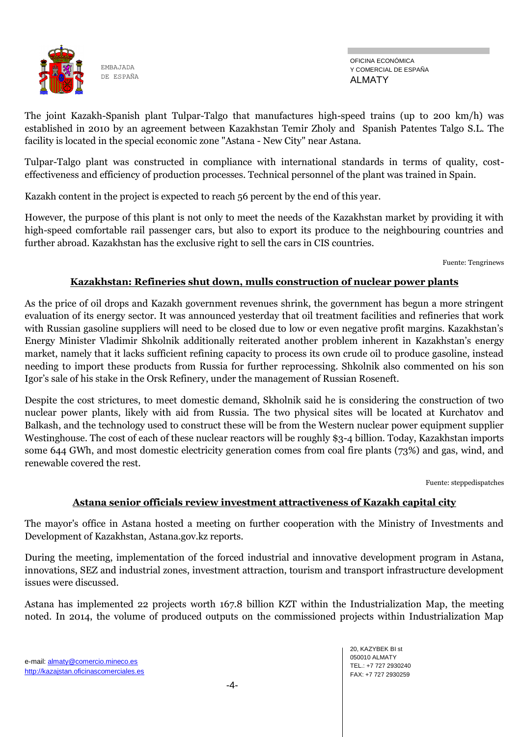The joint Kazakh-Spanish plant Tulpar-Talgo that manufactures high-speed trains (up to 200 km/h) was established in 2010 by an agreement between Kazakhstan Temir Zholy and Spanish Patentes Talgo S.L. The facility is located in the special economic zone "Astana - New City" near Astana.

Tulpar-Talgo plant was constructed in compliance with international standards in terms of quality, cost-effectiveness and efficiency of production processes. Technical personnel of the plant was trained in Spain.

Kazakh content in the project is expected to reach 56 percent by the end of this year.

However, the purpose of this plant is not only to meet the needs of the Kazakhstan market by providing it with high-speed comfortable rail passenger cars, but also to export its produce to the neighbouring countries and further abroad. Kazakhstan has the exclusive right to sell the cars in CIS countries.

Fuente: Tengrinews

## Kazakhstan: Refineries shut down, mulls construction of nuclear power plants

As the price of oil drops and Kazakh government revenues shrink, the government has begun a more stringent evaluation of its energy sector. It was announced yesterday that oil treatment facilities and refineries that work with Russian gasoline suppliers will need to be closed due to low or even negative profit margins. Kazakhstan's Energy Minister Vladimir Shkolnik additionally reiterated another problem inherent in Kazakhstan's energy market, namely that it lacks sufficient refining capacity to process its own crude oil to produce gasoline, instead needing to import these products from Russia for further reprocessing. Shkolnik also commented on his son Igor's sale of his stake in the Orsk Refinery, under the management of Russian Roseneft.

Despite the cost strictures, to meet domestic demand, Skholnik said he is considering the construction of two nuclear power plants, likely with aid from Russia. The two physical sites will be located at Kurchatov and Balkash, and the technology used to construct these will be from the Western nuclear power equipment supplier Westinghouse. The cost of each of these nuclear reactors will be roughly $3-4 billion. Today, Kazakhstan imports some 644 GWh, and most domestic electricity generation comes from coal fire plants (73%) and gas, wind, and renewable covered the rest.

Fuente: steppedispatches

## Astana senior officials review investment attractiveness of Kazakh capital city

The mayor's office in Astana hosted a meeting on further cooperation with the Ministry of Investments and Development of Kazakhstan, Astana.gov.kz reports.

During the meeting, implementation of the forced industrial and innovative development program in Astana, innovations, SEZ and industrial zones, investment attraction, tourism and transport infrastructure development issues were discussed.

Astana has implemented 22 projects worth 167.8 billion KZT within the Industrialization Map, the meeting noted. In 2014, the volume of produced outputs on the commissioned projects within Industrialization Map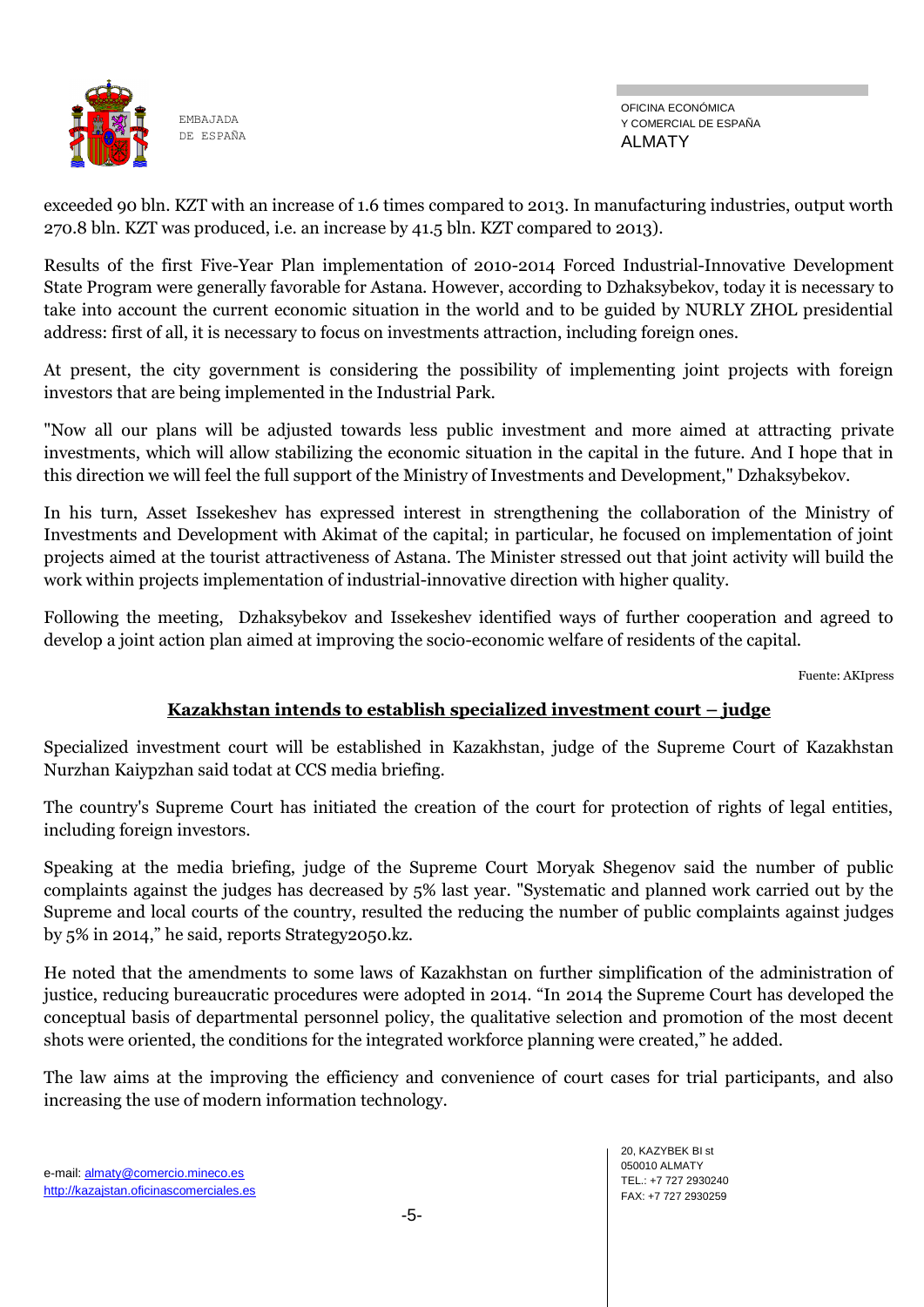exceeded 90 bln. KZT with an increase of 1.6 times compared to 2013. In manufacturing industries, output worth 270.8 bln. KZT was produced, i.e. an increase by 41.5 bln. KZT compared to 2013).

Results of the first Five-Year Plan implementation of 2010-2014 Forced Industrial-Innovative Development State Program were generally favorable for Astana. However, according to Dzhaksybekov, today it is necessary to take into account the current economic situation in the world and to be guided by NURLY ZHOL presidential address: first of all, it is necessary to focus on investments attraction, including foreign ones.

At present, the city government is considering the possibility of implementing joint projects with foreign investors that are being implemented in the Industrial Park.

"Now all our plans will be adjusted towards less public investment and more aimed at attracting private investments, which will allow stabilizing the economic situation in the capital in the future. And I hope that in this direction we will feel the full support of the Ministry of Investments and Development," Dzhaksybekov.

In his turn, Asset Issekeshev has expressed interest in strengthening the collaboration of the Ministry of Investments and Development with Akimat of the capital; in particular, he focused on implementation of joint projects aimed at the tourist attractiveness of Astana. The Minister stressed out that joint activity will build the work within projects implementation of industrial-innovative direction with higher quality.

Following the meeting, Dzhaksybekov and Issekeshev identified ways of further cooperation and agreed to develop a joint action plan aimed at improving the socio-economic welfare of residents of the capital.

Fuente: AKIpress

## Kazakhstan intends to establish specialized investment court – judge

Specialized investment court will be established in Kazakhstan, judge of the Supreme Court of Kazakhstan Nurzhan Kaiypzhan said todat at CCS media briefing.

The country's Supreme Court has initiated the creation of the court for protection of rights of legal entities, including foreign investors.

Speaking at the media briefing, judge of the Supreme Court Moryak Shegenov said the number of public complaints against the judges has decreased by 5% last year. "Systematic and planned work carried out by the Supreme and local courts of the country, resulted the reducing the number of public complaints against judges by 5% in 2014," he said, reports Strategy2050.kz.

He noted that the amendments to some laws of Kazakhstan on further simplification of the administration of justice, reducing bureaucratic procedures were adopted in 2014. "In 2014 the Supreme Court has developed the conceptual basis of departmental personnel policy, the qualitative selection and promotion of the most decent shots were oriented, the conditions for the integrated workforce planning were created," he added.

The law aims at the improving the efficiency and convenience of court cases for trial participants, and also increasing the use of modern information technology.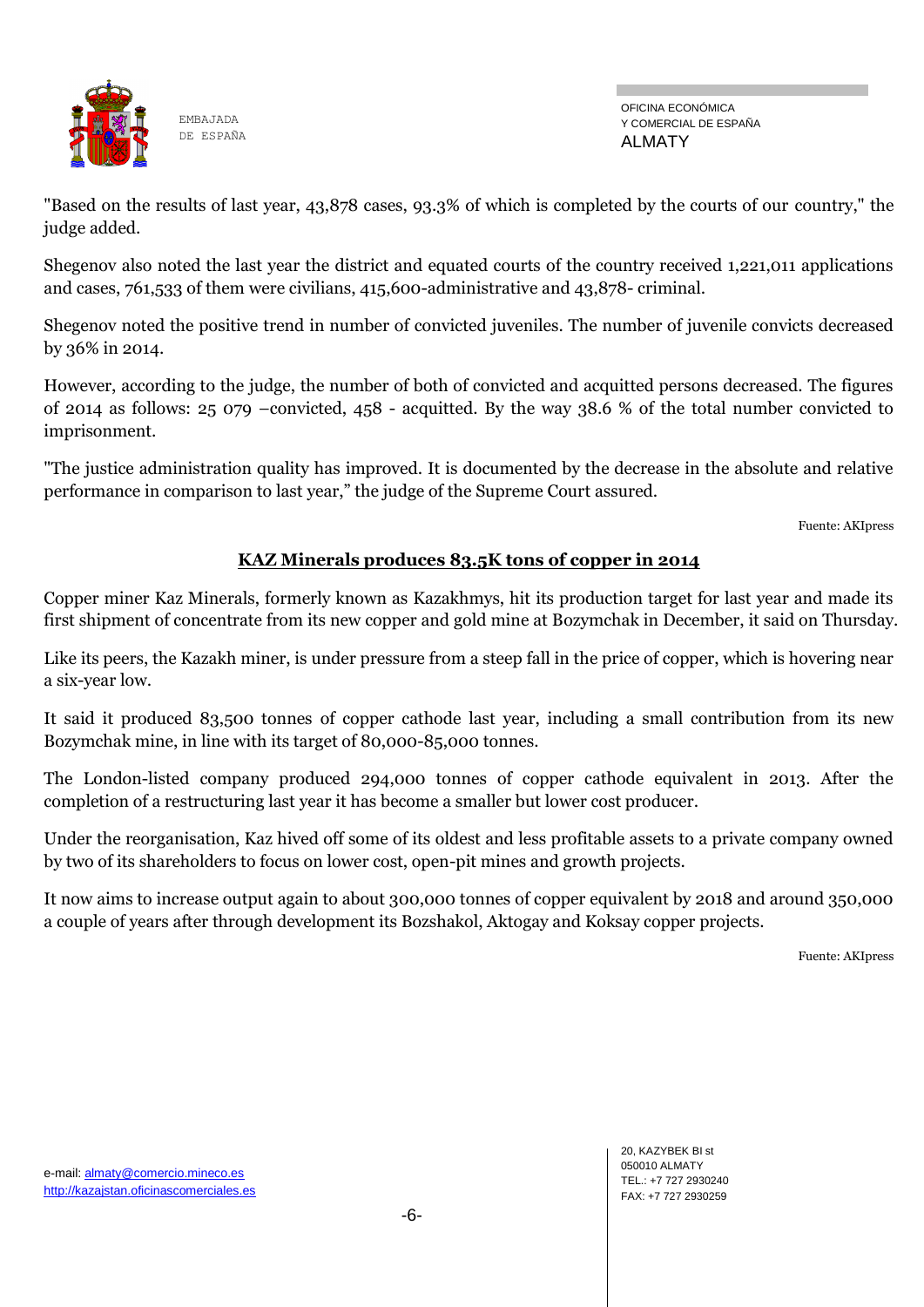"Based on the results of last year, 43,878 cases, 93.3% of which is completed by the courts of our country," the judge added.

Shegenov also noted the last year the district and equated courts of the country received 1,221,011 applications and cases, 761,533 of them were civilians, 415,600-administrative and 43,878- criminal.

Shegenov noted the positive trend in number of convicted juveniles. The number of juvenile convicts decreased by 36% in 2014.

However, according to the judge, the number of both of convicted and acquitted persons decreased. The figures of 2014 as follows: 25 079 –convicted, 458 - acquitted. By the way 38.6 % of the total number convicted to imprisonment.

"The justice administration quality has improved. It is documented by the decrease in the absolute and relative performance in comparison to last year," the judge of the Supreme Court assured.

Fuente: AKIpress

## KAZ Minerals produces 83.5K tons of copper in 2014

Copper miner Kaz Minerals, formerly known as Kazakhmys, hit its production target for last year and made its first shipment of concentrate from its new copper and gold mine at Bozymchak in December, it said on Thursday.

Like its peers, the Kazakh miner, is under pressure from a steep fall in the price of copper, which is hovering near a six-year low.

It said it produced 83,500 tonnes of copper cathode last year, including a small contribution from its new Bozymchak mine, in line with its target of 80,000-85,000 tonnes.

The London-listed company produced 294,000 tonnes of copper cathode equivalent in 2013. After the completion of a restructuring last year it has become a smaller but lower cost producer.

Under the reorganisation, Kaz hived off some of its oldest and less profitable assets to a private company owned by two of its shareholders to focus on lower cost, open-pit mines and growth projects.

It now aims to increase output again to about 300,000 tonnes of copper equivalent by 2018 and around 350,000 a couple of years after through development its Bozshakol, Aktogay and Koksay copper projects.

Fuente: AKIpress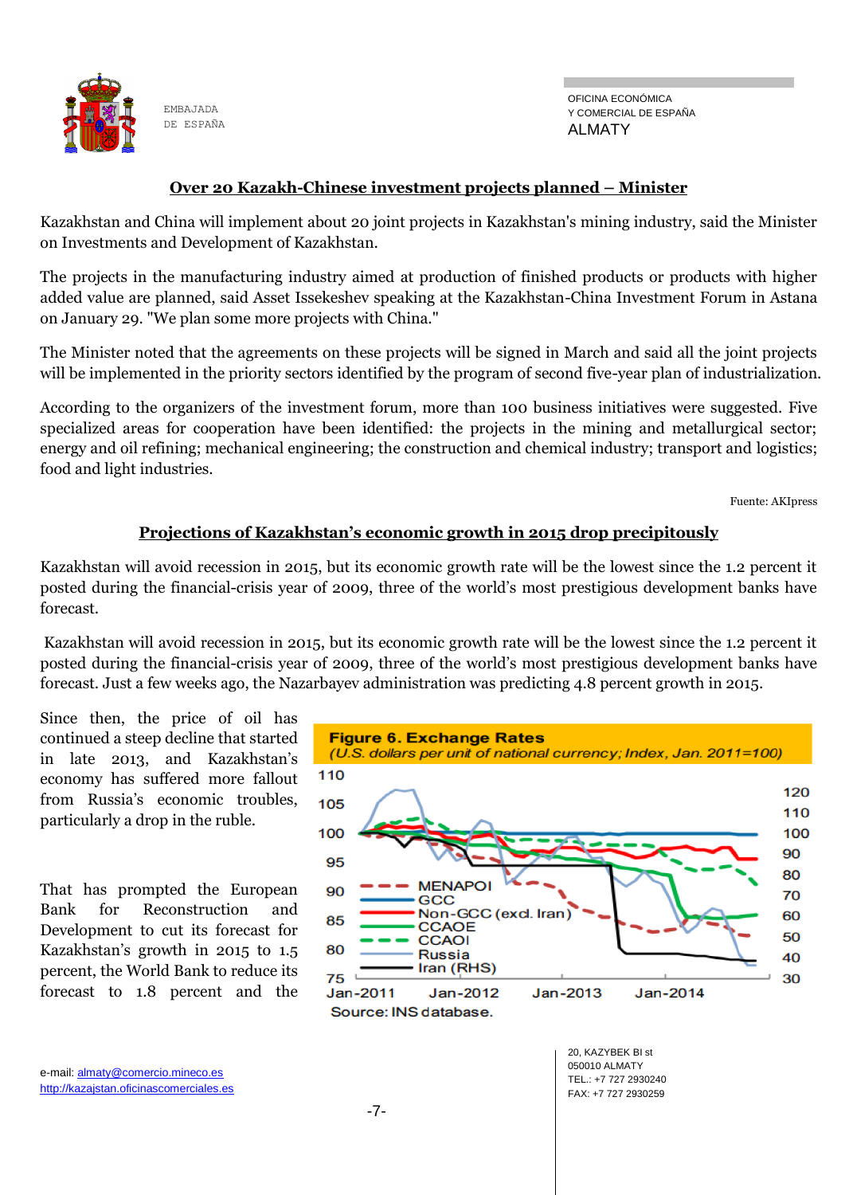## Over 20 Kazakh-Chinese investment projects planned – Minister

Kazakhstan and China will implement about 20 joint projects in Kazakhstan's mining industry, said the Minister on Investments and Development of Kazakhstan.

The projects in the manufacturing industry aimed at production of finished products or products with higher added value are planned, said Asset Issekeshev speaking at the Kazakhstan-China Investment Forum in Astana on January 29. "We plan some more projects with China."

The Minister noted that the agreements on these projects will be signed in March and said all the joint projects will be implemented in the priority sectors identified by the program of second five-year plan of industrialization.

According to the organizers of the investment forum, more than 100 business initiatives were suggested. Five specialized areas for cooperation have been identified: the projects in the mining and metallurgical sector; energy and oil refining; mechanical engineering; the construction and chemical industry; transport and logistics; food and light industries.

Fuente: AKIpress

## Projections of Kazakhstan's economic growth in 2015 drop precipitously

Kazakhstan will avoid recession in 2015, but its economic growth rate will be the lowest since the 1.2 percent it posted during the financial-crisis year of 2009, three of the world's most prestigious development banks have forecast.

Kazakhstan will avoid recession in 2015, but its economic growth rate will be the lowest since the 1.2 percent it posted during the financial-crisis year of 2009, three of the world's most prestigious development banks have forecast. Just a few weeks ago, the Nazarbayev administration was predicting 4.8 percent growth in 2015.

Since then, the price of oil has continued a steep decline that started in late 2013, and Kazakhstan's economy has suffered more fallout from Russia's economic troubles, particularly a drop in the ruble.

**Figure 6. Exchange Rates**
*(U.S. dollars per unit of national currency; Index, Jan. 2011=100)*

Legend: MENAPOI, GCC, Non-GCC (excl. Iran), CCAOE, CCAOI, Russia, Iran (RHS)

Source: INS database.

That has prompted the European Bank for Reconstruction and Development to cut its forecast for Kazakhstan's growth in 2015 to 1.5 percent, the World Bank to reduce its forecast to 1.8 percent and the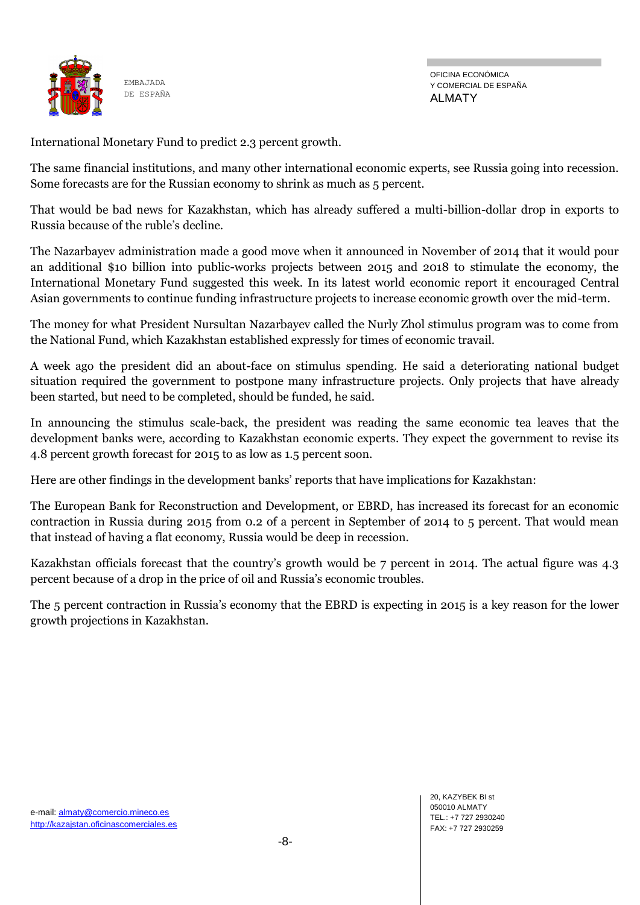International Monetary Fund to predict 2.3 percent growth.

The same financial institutions, and many other international economic experts, see Russia going into recession. Some forecasts are for the Russian economy to shrink as much as 5 percent.

That would be bad news for Kazakhstan, which has already suffered a multi-billion-dollar drop in exports to Russia because of the ruble's decline.

The Nazarbayev administration made a good move when it announced in November of 2014 that it would pour an additional $10 billion into public-works projects between 2015 and 2018 to stimulate the economy, the International Monetary Fund suggested this week. In its latest world economic report it encouraged Central Asian governments to continue funding infrastructure projects to increase economic growth over the mid-term.

The money for what President Nursultan Nazarbayev called the Nurly Zhol stimulus program was to come from the National Fund, which Kazakhstan established expressly for times of economic travail.

A week ago the president did an about-face on stimulus spending. He said a deteriorating national budget situation required the government to postpone many infrastructure projects. Only projects that have already been started, but need to be completed, should be funded, he said.

In announcing the stimulus scale-back, the president was reading the same economic tea leaves that the development banks were, according to Kazakhstan economic experts. They expect the government to revise its 4.8 percent growth forecast for 2015 to as low as 1.5 percent soon.

Here are other findings in the development banks' reports that have implications for Kazakhstan:

The European Bank for Reconstruction and Development, or EBRD, has increased its forecast for an economic contraction in Russia during 2015 from 0.2 of a percent in September of 2014 to 5 percent. That would mean that instead of having a flat economy, Russia would be deep in recession.

Kazakhstan officials forecast that the country's growth would be 7 percent in 2014. The actual figure was 4.3 percent because of a drop in the price of oil and Russia's economic troubles.

The 5 percent contraction in Russia's economy that the EBRD is expecting in 2015 is a key reason for the lower growth projections in Kazakhstan.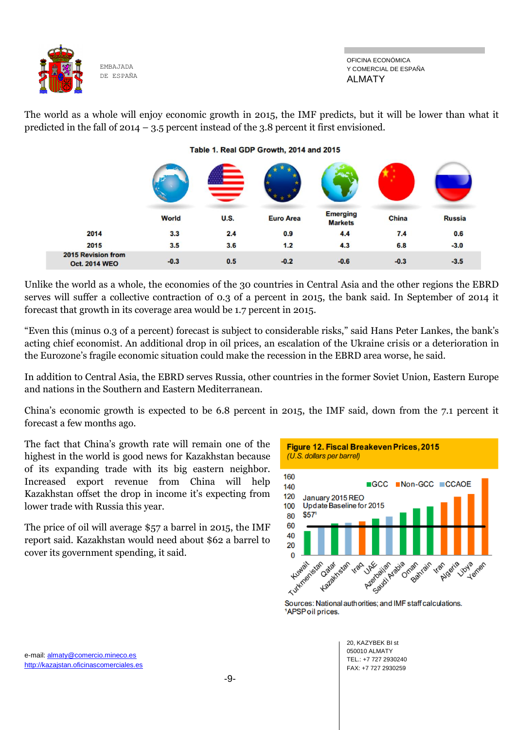The world as a whole will enjoy economic growth in 2015, the IMF predicts, but it will be lower than what it predicted in the fall of 2014 – 3.5 percent instead of the 3.8 percent it first envisioned.

**Table 1. Real GDP Growth, 2014 and 2015**

| | World | U.S. | Euro Area | Emerging Markets | China | Russia |
|---|---|---|---|---|---|---|
| 2014 | 3.3 | 2.4 | 0.9 | 4.4 | 7.4 | 0.6 |
| 2015 | 3.5 | 3.6 | 1.2 | 4.3 | 6.8 | -3.0 |
| 2015 Revision from Oct. 2014 WEO | -0.3 | 0.5 | -0.2 | -0.6 | -0.3 | -3.5 |

Unlike the world as a whole, the economies of the 30 countries in Central Asia and the other regions the EBRD serves will suffer a collective contraction of 0.3 of a percent in 2015, the bank said. In September of 2014 it forecast that growth in its coverage area would be 1.7 percent in 2015.

"Even this (minus 0.3 of a percent) forecast is subject to considerable risks," said Hans Peter Lankes, the bank's acting chief economist. An additional drop in oil prices, an escalation of the Ukraine crisis or a deterioration in the Eurozone's fragile economic situation could make the recession in the EBRD area worse, he said.

In addition to Central Asia, the EBRD serves Russia, other countries in the former Soviet Union, Eastern Europe and nations in the Southern and Eastern Mediterranean.

China's economic growth is expected to be 6.8 percent in 2015, the IMF said, down from the 7.1 percent it forecast a few months ago.

The fact that China's growth rate will remain one of the highest in the world is good news for Kazakhstan because of its expanding trade with its big eastern neighbor. Increased export revenue from China will help Kazakhstan offset the drop in income it's expecting from lower trade with Russia this year.

The price of oil will average $57 a barrel in 2015, the IMF report said. Kazakhstan would need about $62 a barrel to cover its government spending, it said.

**Figure 12. Fiscal Breakeven Prices, 2015**
*(U.S. dollars per barrel)*

Sources: National authorities; and IMF staff calculations.
[1]APSP oil prices.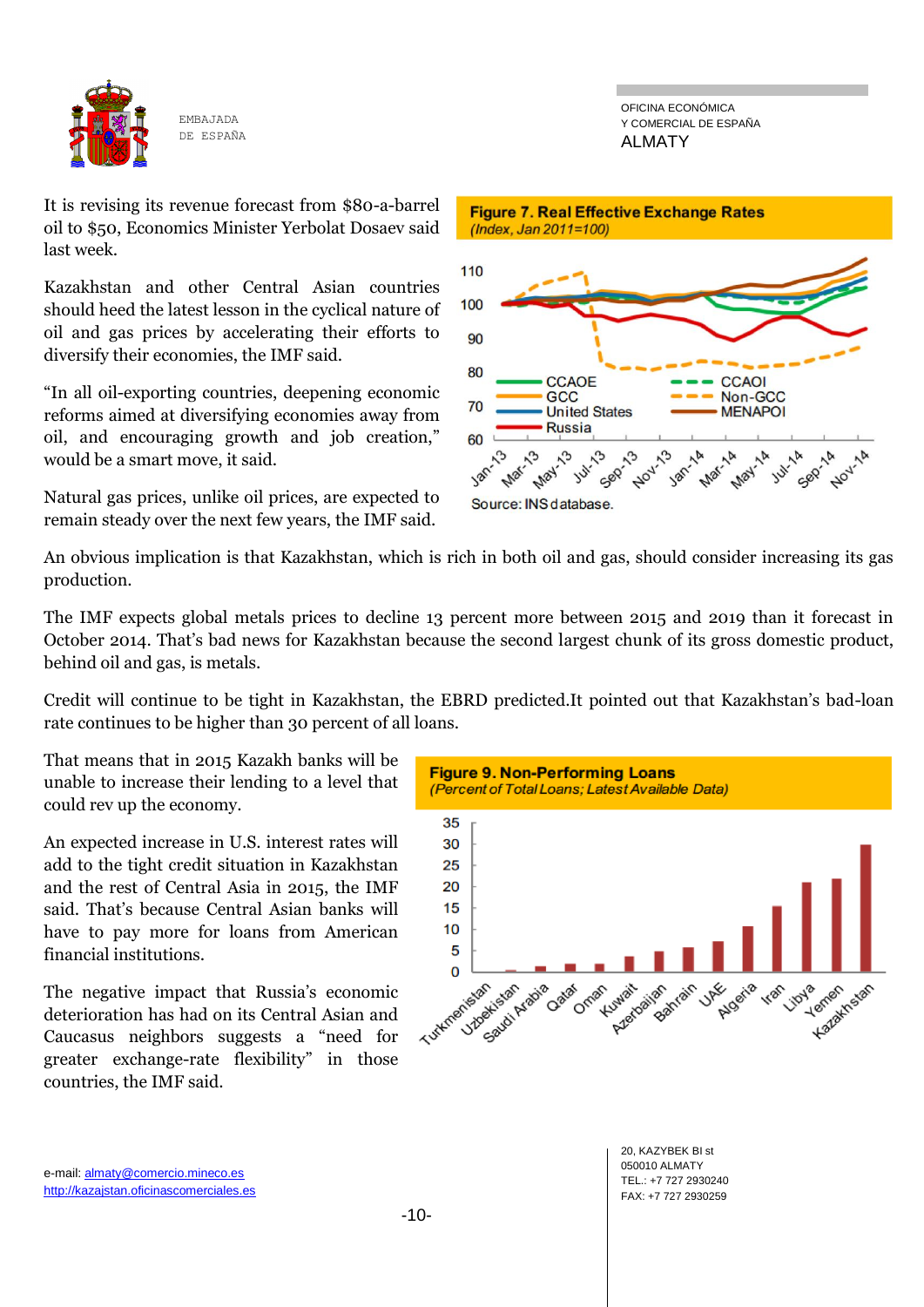It is revising its revenue forecast from $80-a-barrel oil to $50, Economics Minister Yerbolat Dosaev said last week.

Kazakhstan and other Central Asian countries should heed the latest lesson in the cyclical nature of oil and gas prices by accelerating their efforts to diversify their economies, the IMF said.

"In all oil-exporting countries, deepening economic reforms aimed at diversifying economies away from oil, and encouraging growth and job creation," would be a smart move, it said.

Natural gas prices, unlike oil prices, are expected to remain steady over the next few years, the IMF said.

**Figure 7. Real Effective Exchange Rates**
*(Index, Jan 2011=100)*

Source: INS database.

An obvious implication is that Kazakhstan, which is rich in both oil and gas, should consider increasing its gas production.

The IMF expects global metals prices to decline 13 percent more between 2015 and 2019 than it forecast in October 2014. That's bad news for Kazakhstan because the second largest chunk of its gross domestic product, behind oil and gas, is metals.

Credit will continue to be tight in Kazakhstan, the EBRD predicted.It pointed out that Kazakhstan's bad-loan rate continues to be higher than 30 percent of all loans.

That means that in 2015 Kazakh banks will be unable to increase their lending to a level that could rev up the economy.

An expected increase in U.S. interest rates will add to the tight credit situation in Kazakhstan and the rest of Central Asia in 2015, the IMF said. That's because Central Asian banks will have to pay more for loans from American financial institutions.

The negative impact that Russia's economic deterioration has had on its Central Asian and Caucasus neighbors suggests a "need for greater exchange-rate flexibility" in those countries, the IMF said.

**Figure 9. Non-Performing Loans**
*(Percent of Total Loans; Latest Available Data)*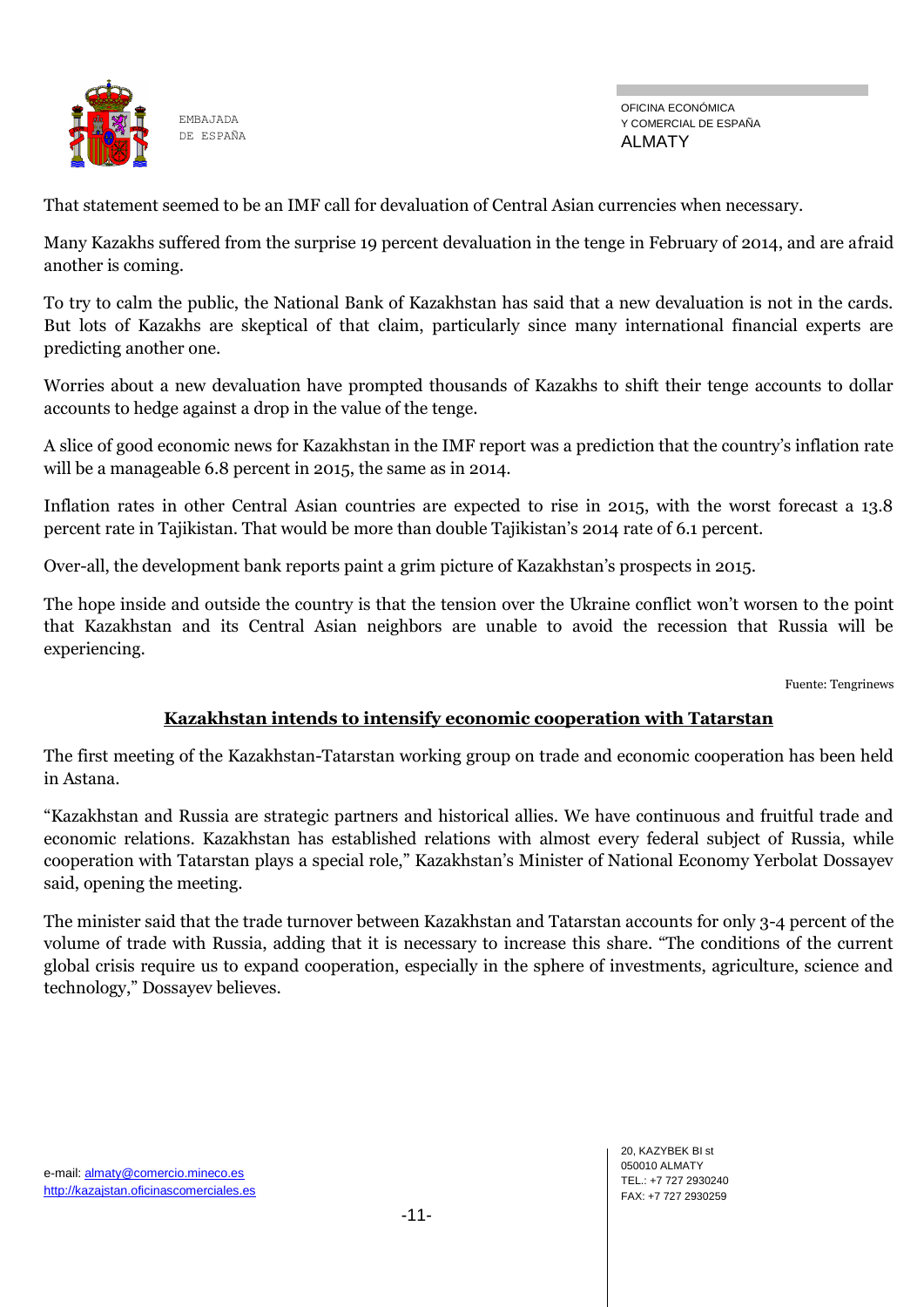That statement seemed to be an IMF call for devaluation of Central Asian currencies when necessary.

Many Kazakhs suffered from the surprise 19 percent devaluation in the tenge in February of 2014, and are afraid another is coming.

To try to calm the public, the National Bank of Kazakhstan has said that a new devaluation is not in the cards. But lots of Kazakhs are skeptical of that claim, particularly since many international financial experts are predicting another one.

Worries about a new devaluation have prompted thousands of Kazakhs to shift their tenge accounts to dollar accounts to hedge against a drop in the value of the tenge.

A slice of good economic news for Kazakhstan in the IMF report was a prediction that the country's inflation rate will be a manageable 6.8 percent in 2015, the same as in 2014.

Inflation rates in other Central Asian countries are expected to rise in 2015, with the worst forecast a 13.8 percent rate in Tajikistan. That would be more than double Tajikistan's 2014 rate of 6.1 percent.

Over-all, the development bank reports paint a grim picture of Kazakhstan's prospects in 2015.

The hope inside and outside the country is that the tension over the Ukraine conflict won't worsen to the point that Kazakhstan and its Central Asian neighbors are unable to avoid the recession that Russia will be experiencing.

Fuente: Tengrinews

## Kazakhstan intends to intensify economic cooperation with Tatarstan

The first meeting of the Kazakhstan-Tatarstan working group on trade and economic cooperation has been held in Astana.

"Kazakhstan and Russia are strategic partners and historical allies. We have continuous and fruitful trade and economic relations. Kazakhstan has established relations with almost every federal subject of Russia, while cooperation with Tatarstan plays a special role," Kazakhstan's Minister of National Economy Yerbolat Dossayev said, opening the meeting.

The minister said that the trade turnover between Kazakhstan and Tatarstan accounts for only 3-4 percent of the volume of trade with Russia, adding that it is necessary to increase this share. "The conditions of the current global crisis require us to expand cooperation, especially in the sphere of investments, agriculture, science and technology," Dossayev believes.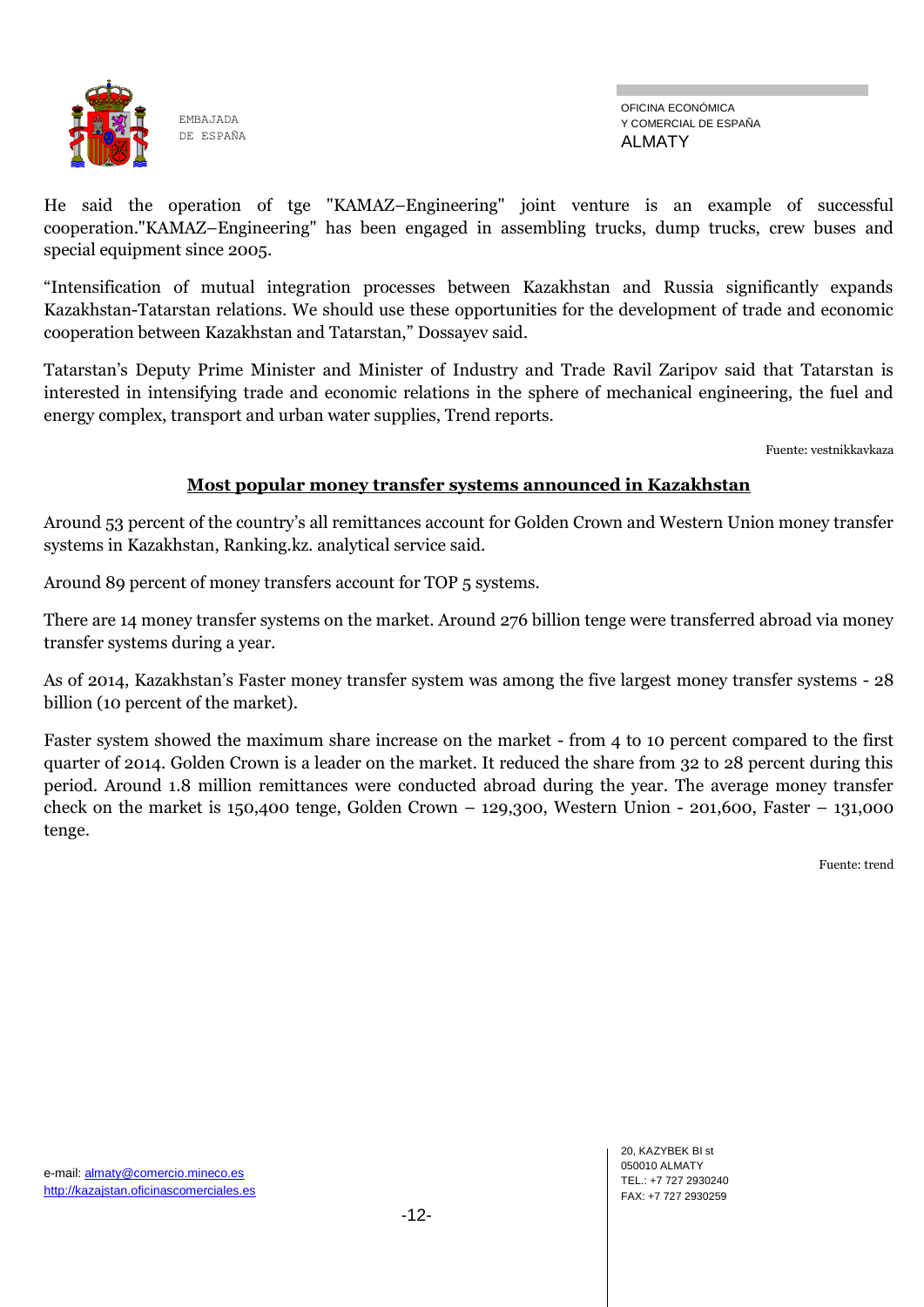He said the operation of tge "KAMAZ–Engineering" joint venture is an example of successful cooperation."KAMAZ–Engineering" has been engaged in assembling trucks, dump trucks, crew buses and special equipment since 2005.

"Intensification of mutual integration processes between Kazakhstan and Russia significantly expands Kazakhstan-Tatarstan relations. We should use these opportunities for the development of trade and economic cooperation between Kazakhstan and Tatarstan," Dossayev said.

Tatarstan's Deputy Prime Minister and Minister of Industry and Trade Ravil Zaripov said that Tatarstan is interested in intensifying trade and economic relations in the sphere of mechanical engineering, the fuel and energy complex, transport and urban water supplies, Trend reports.

Fuente: vestnikkavkaza

## Most popular money transfer systems announced in Kazakhstan

Around 53 percent of the country's all remittances account for Golden Crown and Western Union money transfer systems in Kazakhstan, Ranking.kz. analytical service said.

Around 89 percent of money transfers account for TOP 5 systems.

There are 14 money transfer systems on the market. Around 276 billion tenge were transferred abroad via money transfer systems during a year.

As of 2014, Kazakhstan's Faster money transfer system was among the five largest money transfer systems - 28 billion (10 percent of the market).

Faster system showed the maximum share increase on the market - from 4 to 10 percent compared to the first quarter of 2014. Golden Crown is a leader on the market. It reduced the share from 32 to 28 percent during this period. Around 1.8 million remittances were conducted abroad during the year. The average money transfer check on the market is 150,400 tenge, Golden Crown – 129,300, Western Union - 201,600, Faster – 131,000 tenge.

Fuente: trend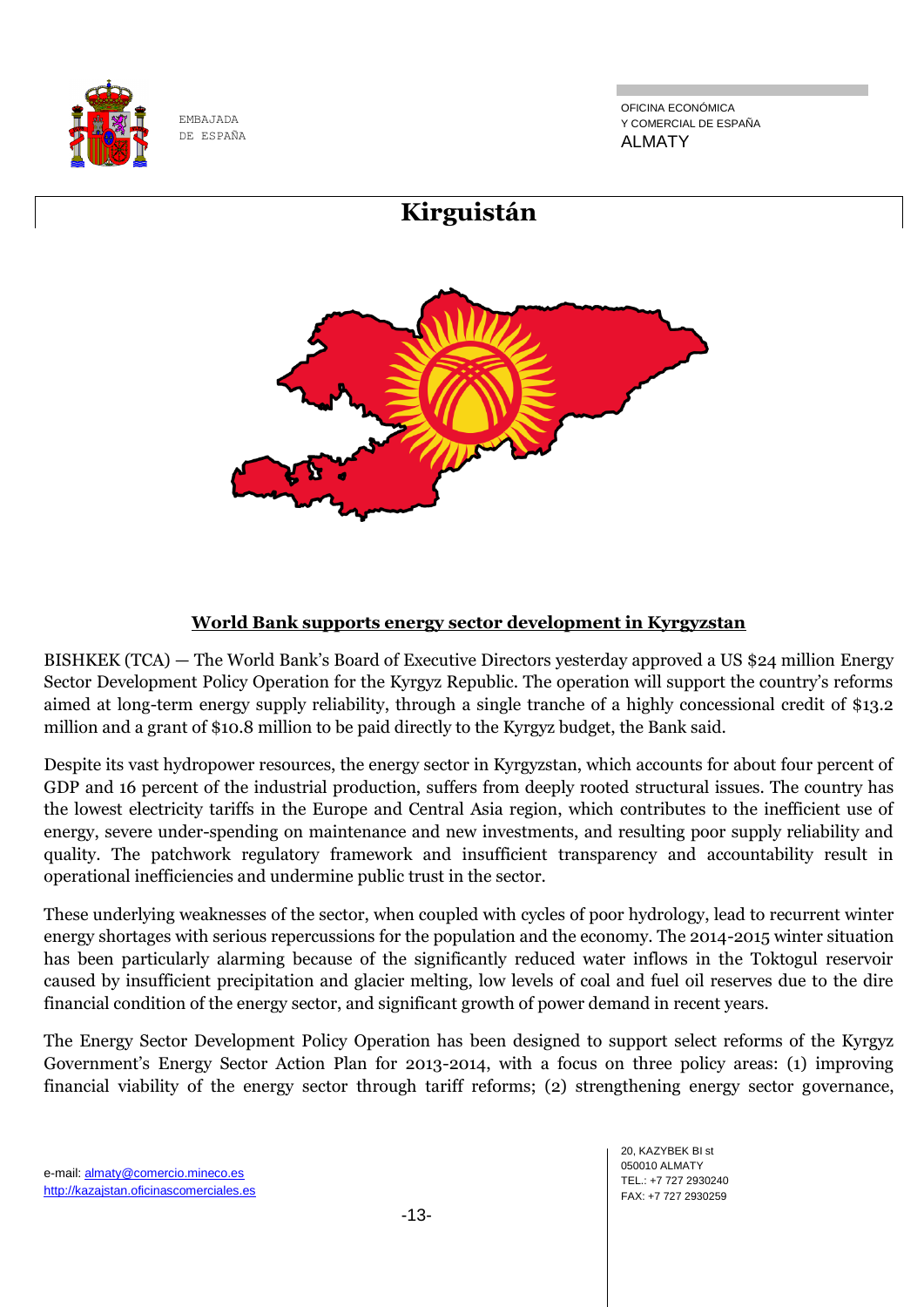# Kirguistán

## World Bank supports energy sector development in Kyrgyzstan

BISHKEK (TCA) — The World Bank's Board of Executive Directors yesterday approved a US $24 million Energy Sector Development Policy Operation for the Kyrgyz Republic. The operation will support the country's reforms aimed at long-term energy supply reliability, through a single tranche of a highly concessional credit of $13.2 million and a grant of $10.8 million to be paid directly to the Kyrgyz budget, the Bank said.

Despite its vast hydropower resources, the energy sector in Kyrgyzstan, which accounts for about four percent of GDP and 16 percent of the industrial production, suffers from deeply rooted structural issues. The country has the lowest electricity tariffs in the Europe and Central Asia region, which contributes to the inefficient use of energy, severe under-spending on maintenance and new investments, and resulting poor supply reliability and quality. The patchwork regulatory framework and insufficient transparency and accountability result in operational inefficiencies and undermine public trust in the sector.

These underlying weaknesses of the sector, when coupled with cycles of poor hydrology, lead to recurrent winter energy shortages with serious repercussions for the population and the economy. The 2014-2015 winter situation has been particularly alarming because of the significantly reduced water inflows in the Toktogul reservoir caused by insufficient precipitation and glacier melting, low levels of coal and fuel oil reserves due to the dire financial condition of the energy sector, and significant growth of power demand in recent years.

The Energy Sector Development Policy Operation has been designed to support select reforms of the Kyrgyz Government's Energy Sector Action Plan for 2013-2014, with a focus on three policy areas: (1) improving financial viability of the energy sector through tariff reforms; (2) strengthening energy sector governance,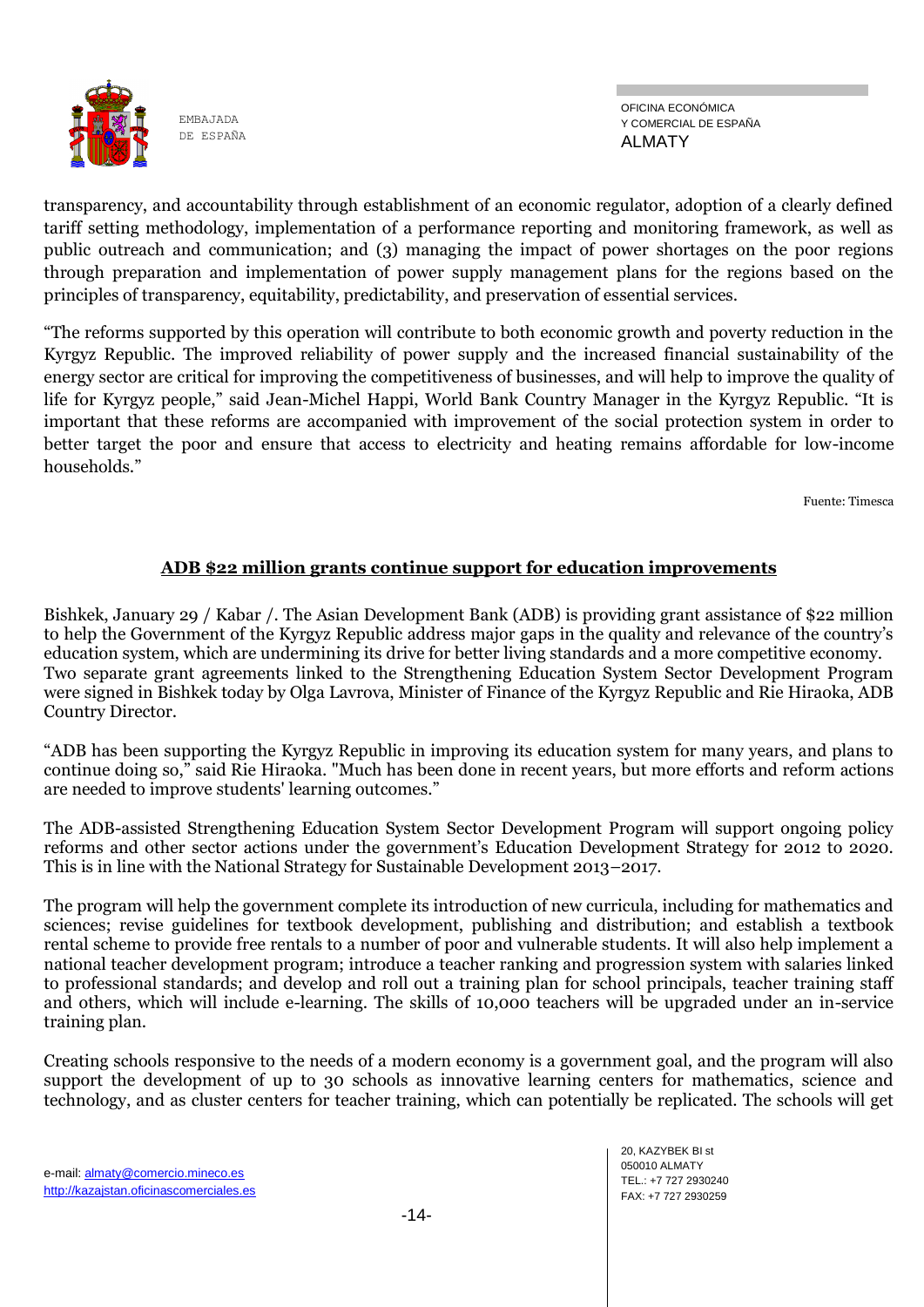transparency, and accountability through establishment of an economic regulator, adoption of a clearly defined tariff setting methodology, implementation of a performance reporting and monitoring framework, as well as public outreach and communication; and (3) managing the impact of power shortages on the poor regions through preparation and implementation of power supply management plans for the regions based on the principles of transparency, equitability, predictability, and preservation of essential services.

"The reforms supported by this operation will contribute to both economic growth and poverty reduction in the Kyrgyz Republic. The improved reliability of power supply and the increased financial sustainability of the energy sector are critical for improving the competitiveness of businesses, and will help to improve the quality of life for Kyrgyz people," said Jean-Michel Happi, World Bank Country Manager in the Kyrgyz Republic. "It is important that these reforms are accompanied with improvement of the social protection system in order to better target the poor and ensure that access to electricity and heating remains affordable for low-income households."

Fuente: Timesca

## ADB $22 million grants continue support for education improvements

Bishkek, January 29 / Kabar /. The Asian Development Bank (ADB) is providing grant assistance of $22 million to help the Government of the Kyrgyz Republic address major gaps in the quality and relevance of the country's education system, which are undermining its drive for better living standards and a more competitive economy. Two separate grant agreements linked to the Strengthening Education System Sector Development Program were signed in Bishkek today by Olga Lavrova, Minister of Finance of the Kyrgyz Republic and Rie Hiraoka, ADB Country Director.

"ADB has been supporting the Kyrgyz Republic in improving its education system for many years, and plans to continue doing so," said Rie Hiraoka. "Much has been done in recent years, but more efforts and reform actions are needed to improve students' learning outcomes."

The ADB-assisted Strengthening Education System Sector Development Program will support ongoing policy reforms and other sector actions under the government's Education Development Strategy for 2012 to 2020. This is in line with the National Strategy for Sustainable Development 2013–2017.

The program will help the government complete its introduction of new curricula, including for mathematics and sciences; revise guidelines for textbook development, publishing and distribution; and establish a textbook rental scheme to provide free rentals to a number of poor and vulnerable students. It will also help implement a national teacher development program; introduce a teacher ranking and progression system with salaries linked to professional standards; and develop and roll out a training plan for school principals, teacher training staff and others, which will include e-learning. The skills of 10,000 teachers will be upgraded under an in-service training plan.

Creating schools responsive to the needs of a modern economy is a government goal, and the program will also support the development of up to 30 schools as innovative learning centers for mathematics, science and technology, and as cluster centers for teacher training, which can potentially be replicated. The schools will get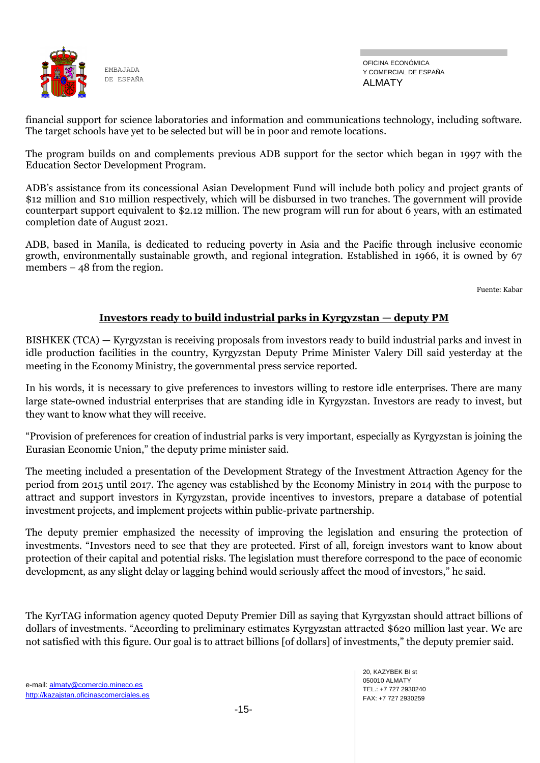financial support for science laboratories and information and communications technology, including software. The target schools have yet to be selected but will be in poor and remote locations.

The program builds on and complements previous ADB support for the sector which began in 1997 with the Education Sector Development Program.

ADB's assistance from its concessional Asian Development Fund will include both policy and project grants of $12 million and $10 million respectively, which will be disbursed in two tranches. The government will provide counterpart support equivalent to $2.12 million. The new program will run for about 6 years, with an estimated completion date of August 2021.

ADB, based in Manila, is dedicated to reducing poverty in Asia and the Pacific through inclusive economic growth, environmentally sustainable growth, and regional integration. Established in 1966, it is owned by 67 members – 48 from the region.

Fuente: Kabar

## Investors ready to build industrial parks in Kyrgyzstan — deputy PM

BISHKEK (TCA) — Kyrgyzstan is receiving proposals from investors ready to build industrial parks and invest in idle production facilities in the country, Kyrgyzstan Deputy Prime Minister Valery Dill said yesterday at the meeting in the Economy Ministry, the governmental press service reported.

In his words, it is necessary to give preferences to investors willing to restore idle enterprises. There are many large state-owned industrial enterprises that are standing idle in Kyrgyzstan. Investors are ready to invest, but they want to know what they will receive.

"Provision of preferences for creation of industrial parks is very important, especially as Kyrgyzstan is joining the Eurasian Economic Union," the deputy prime minister said.

The meeting included a presentation of the Development Strategy of the Investment Attraction Agency for the period from 2015 until 2017. The agency was established by the Economy Ministry in 2014 with the purpose to attract and support investors in Kyrgyzstan, provide incentives to investors, prepare a database of potential investment projects, and implement projects within public-private partnership.

The deputy premier emphasized the necessity of improving the legislation and ensuring the protection of investments. "Investors need to see that they are protected. First of all, foreign investors want to know about protection of their capital and potential risks. The legislation must therefore correspond to the pace of economic development, as any slight delay or lagging behind would seriously affect the mood of investors," he said.

The KyrTAG information agency quoted Deputy Premier Dill as saying that Kyrgyzstan should attract billions of dollars of investments. "According to preliminary estimates Kyrgyzstan attracted $620 million last year. We are not satisfied with this figure. Our goal is to attract billions [of dollars] of investments," the deputy premier said.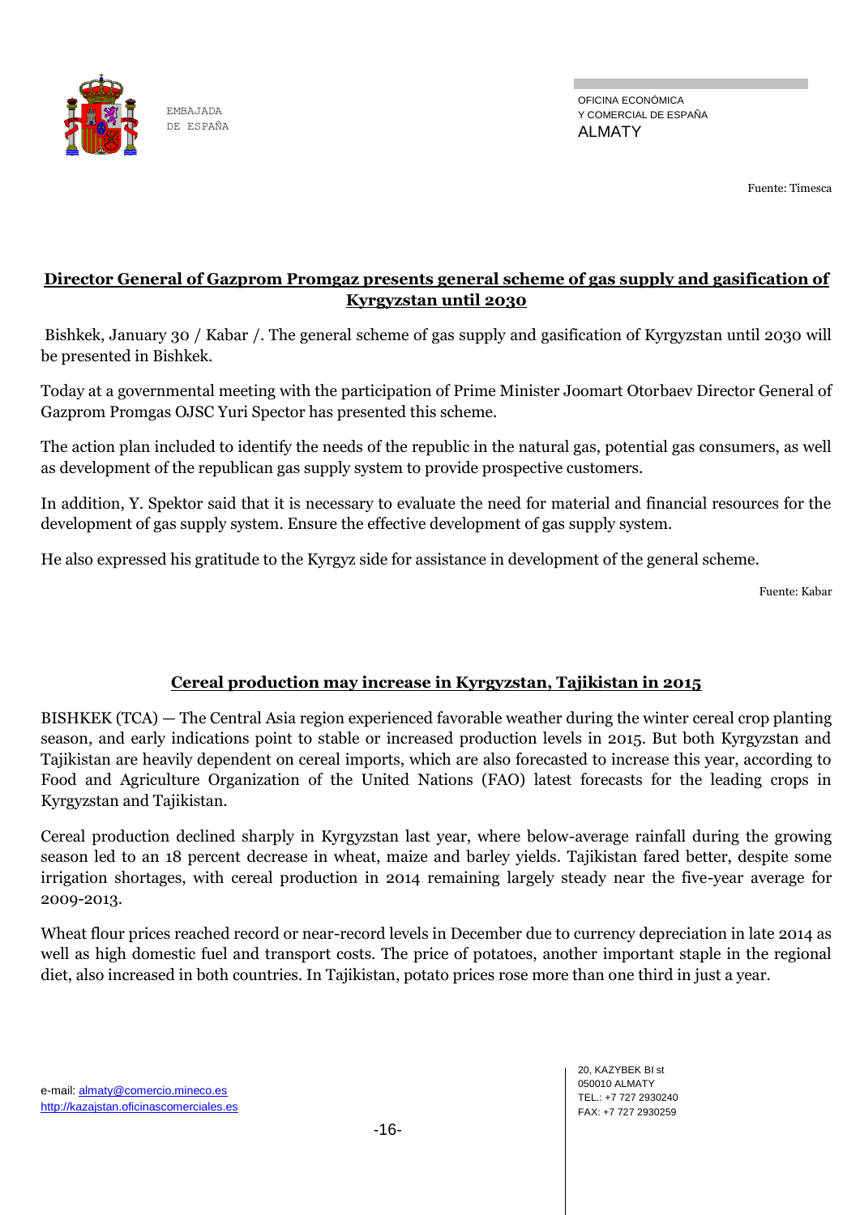Fuente: Timesca

## Director General of Gazprom Promgaz presents general scheme of gas supply and gasification of Kyrgyzstan until 2030

Bishkek, January 30 / Kabar /. The general scheme of gas supply and gasification of Kyrgyzstan until 2030 will be presented in Bishkek.

Today at a governmental meeting with the participation of Prime Minister Joomart Otorbaev Director General of Gazprom Promgas OJSC Yuri Spector has presented this scheme.

The action plan included to identify the needs of the republic in the natural gas, potential gas consumers, as well as development of the republican gas supply system to provide prospective customers.

In addition, Y. Spektor said that it is necessary to evaluate the need for material and financial resources for the development of gas supply system. Ensure the effective development of gas supply system.

He also expressed his gratitude to the Kyrgyz side for assistance in development of the general scheme.

Fuente: Kabar

## Cereal production may increase in Kyrgyzstan, Tajikistan in 2015

BISHKEK (TCA) — The Central Asia region experienced favorable weather during the winter cereal crop planting season, and early indications point to stable or increased production levels in 2015. But both Kyrgyzstan and Tajikistan are heavily dependent on cereal imports, which are also forecasted to increase this year, according to Food and Agriculture Organization of the United Nations (FAO) latest forecasts for the leading crops in Kyrgyzstan and Tajikistan.

Cereal production declined sharply in Kyrgyzstan last year, where below-average rainfall during the growing season led to an 18 percent decrease in wheat, maize and barley yields. Tajikistan fared better, despite some irrigation shortages, with cereal production in 2014 remaining largely steady near the five-year average for 2009-2013.

Wheat flour prices reached record or near-record levels in December due to currency depreciation in late 2014 as well as high domestic fuel and transport costs. The price of potatoes, another important staple in the regional diet, also increased in both countries. In Tajikistan, potato prices rose more than one third in just a year.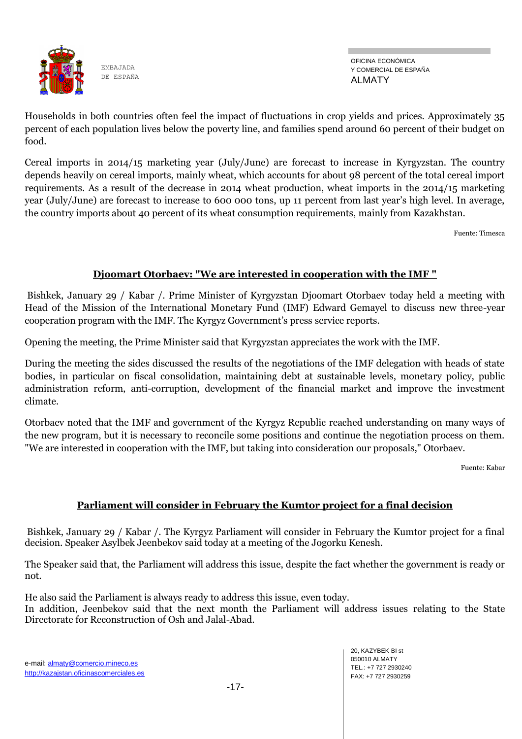Households in both countries often feel the impact of fluctuations in crop yields and prices. Approximately 35 percent of each population lives below the poverty line, and families spend around 60 percent of their budget on food.

Cereal imports in 2014/15 marketing year (July/June) are forecast to increase in Kyrgyzstan. The country depends heavily on cereal imports, mainly wheat, which accounts for about 98 percent of the total cereal import requirements. As a result of the decrease in 2014 wheat production, wheat imports in the 2014/15 marketing year (July/June) are forecast to increase to 600 000 tons, up 11 percent from last year's high level. In average, the country imports about 40 percent of its wheat consumption requirements, mainly from Kazakhstan.

Fuente: Timesca

## Djoomart Otorbaev: "We are interested in cooperation with the IMF "

Bishkek, January 29 / Kabar /. Prime Minister of Kyrgyzstan Djoomart Otorbaev today held a meeting with Head of the Mission of the International Monetary Fund (IMF) Edward Gemayel to discuss new three-year cooperation program with the IMF. The Kyrgyz Government's press service reports.

Opening the meeting, the Prime Minister said that Kyrgyzstan appreciates the work with the IMF.

During the meeting the sides discussed the results of the negotiations of the IMF delegation with heads of state bodies, in particular on fiscal consolidation, maintaining debt at sustainable levels, monetary policy, public administration reform, anti-corruption, development of the financial market and improve the investment climate.

Otorbaev noted that the IMF and government of the Kyrgyz Republic reached understanding on many ways of the new program, but it is necessary to reconcile some positions and continue the negotiation process on them. "We are interested in cooperation with the IMF, but taking into consideration our proposals," Otorbaev.

Fuente: Kabar

## Parliament will consider in February the Kumtor project for a final decision

Bishkek, January 29 / Kabar /. The Kyrgyz Parliament will consider in February the Kumtor project for a final decision. Speaker Asylbek Jeenbekov said today at a meeting of the Jogorku Kenesh.

The Speaker said that, the Parliament will address this issue, despite the fact whether the government is ready or not.

He also said the Parliament is always ready to address this issue, even today.
In addition, Jeenbekov said that the next month the Parliament will address issues relating to the State Directorate for Reconstruction of Osh and Jalal-Abad.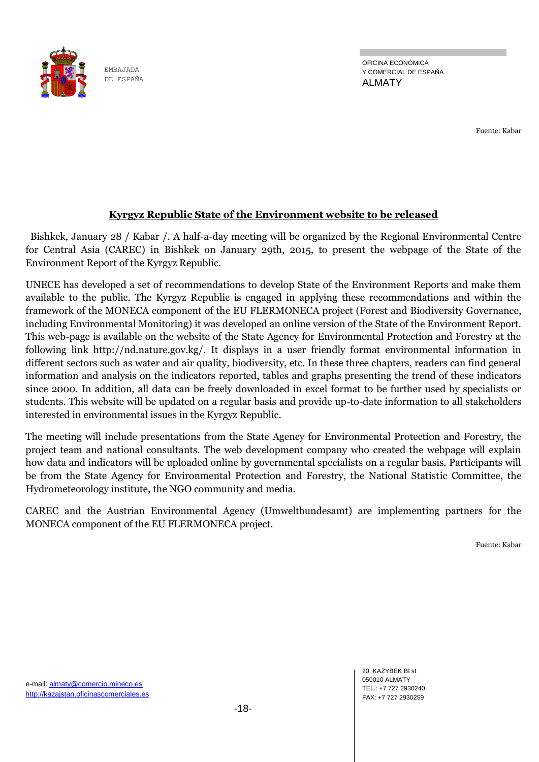Fuente: Kabar

## Kyrgyz Republic State of the Environment website to be released

Bishkek, January 28 / Kabar /. A half-a-day meeting will be organized by the Regional Environmental Centre for Central Asia (CAREC) in Bishkek on January 29th, 2015, to present the webpage of the State of the Environment Report of the Kyrgyz Republic.

UNECE has developed a set of recommendations to develop State of the Environment Reports and make them available to the public. The Kyrgyz Republic is engaged in applying these recommendations and within the framework of the MONECA component of the EU FLERMONECA project (Forest and Biodiversity Governance, including Environmental Monitoring) it was developed an online version of the State of the Environment Report. This web-page is available on the website of the State Agency for Environmental Protection and Forestry at the following link http://nd.nature.gov.kg/. It displays in a user friendly format environmental information in different sectors such as water and air quality, biodiversity, etc. In these three chapters, readers can find general information and analysis on the indicators reported, tables and graphs presenting the trend of these indicators since 2000. In addition, all data can be freely downloaded in excel format to be further used by specialists or students. This website will be updated on a regular basis and provide up-to-date information to all stakeholders interested in environmental issues in the Kyrgyz Republic.

The meeting will include presentations from the State Agency for Environmental Protection and Forestry, the project team and national consultants. The web development company who created the webpage will explain how data and indicators will be uploaded online by governmental specialists on a regular basis. Participants will be from the State Agency for Environmental Protection and Forestry, the National Statistic Committee, the Hydrometeorology institute, the NGO community and media.

CAREC and the Austrian Environmental Agency (Umweltbundesamt) are implementing partners for the MONECA component of the EU FLERMONECA project.

Fuente: Kabar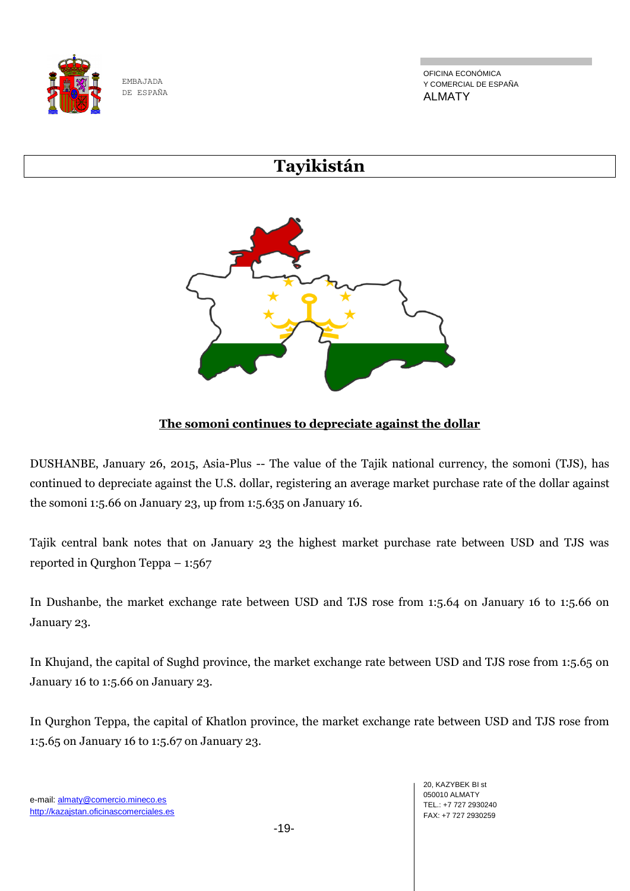# Tayikistán

## The somoni continues to depreciate against the dollar

DUSHANBE, January 26, 2015, Asia-Plus -- The value of the Tajik national currency, the somoni (TJS), has continued to depreciate against the U.S. dollar, registering an average market purchase rate of the dollar against the somoni 1:5.66 on January 23, up from 1:5.635 on January 16.

Tajik central bank notes that on January 23 the highest market purchase rate between USD and TJS was reported in Qurghon Teppa – 1:567

In Dushanbe, the market exchange rate between USD and TJS rose from 1:5.64 on January 16 to 1:5.66 on January 23.

In Khujand, the capital of Sughd province, the market exchange rate between USD and TJS rose from 1:5.65 on January 16 to 1:5.66 on January 23.

In Qurghon Teppa, the capital of Khatlon province, the market exchange rate between USD and TJS rose from 1:5.65 on January 16 to 1:5.67 on January 23.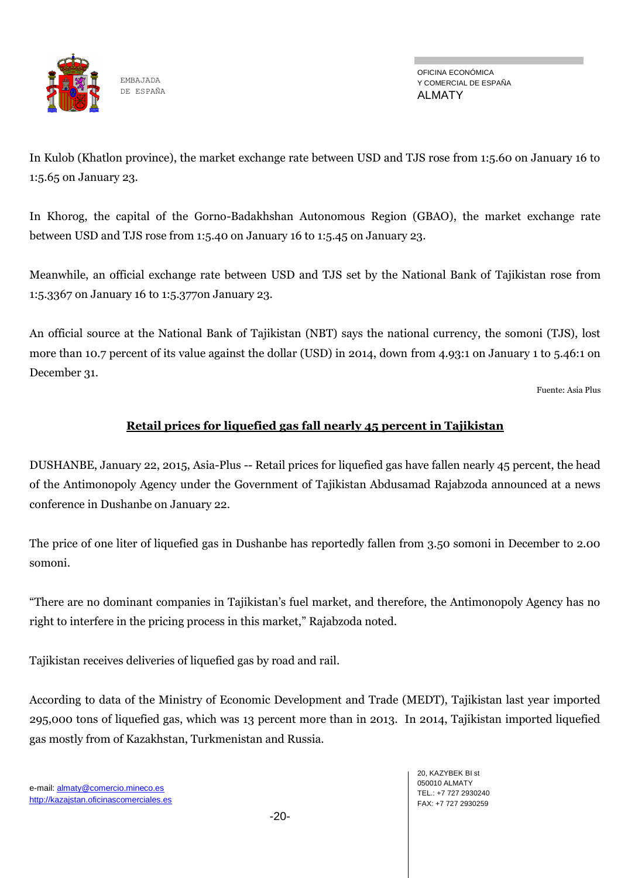In Kulob (Khatlon province), the market exchange rate between USD and TJS rose from 1:5.60 on January 16 to 1:5.65 on January 23.

In Khorog, the capital of the Gorno-Badakhshan Autonomous Region (GBAO), the market exchange rate between USD and TJS rose from 1:5.40 on January 16 to 1:5.45 on January 23.

Meanwhile, an official exchange rate between USD and TJS set by the National Bank of Tajikistan rose from 1:5.3367 on January 16 to 1:5.377on January 23.

An official source at the National Bank of Tajikistan (NBT) says the national currency, the somoni (TJS), lost more than 10.7 percent of its value against the dollar (USD) in 2014, down from 4.93:1 on January 1 to 5.46:1 on December 31.

Fuente: Asia Plus

## **Retail prices for liquefied gas fall nearly 45 percent in Tajikistan**

DUSHANBE, January 22, 2015, Asia-Plus -- Retail prices for liquefied gas have fallen nearly 45 percent, the head of the Antimonopoly Agency under the Government of Tajikistan Abdusamad Rajabzoda announced at a news conference in Dushanbe on January 22.

The price of one liter of liquefied gas in Dushanbe has reportedly fallen from 3.50 somoni in December to 2.00 somoni.

"There are no dominant companies in Tajikistan's fuel market, and therefore, the Antimonopoly Agency has no right to interfere in the pricing process in this market," Rajabzoda noted.

Tajikistan receives deliveries of liquefied gas by road and rail.

According to data of the Ministry of Economic Development and Trade (MEDT), Tajikistan last year imported 295,000 tons of liquefied gas, which was 13 percent more than in 2013. In 2014, Tajikistan imported liquefied gas mostly from of Kazakhstan, Turkmenistan and Russia.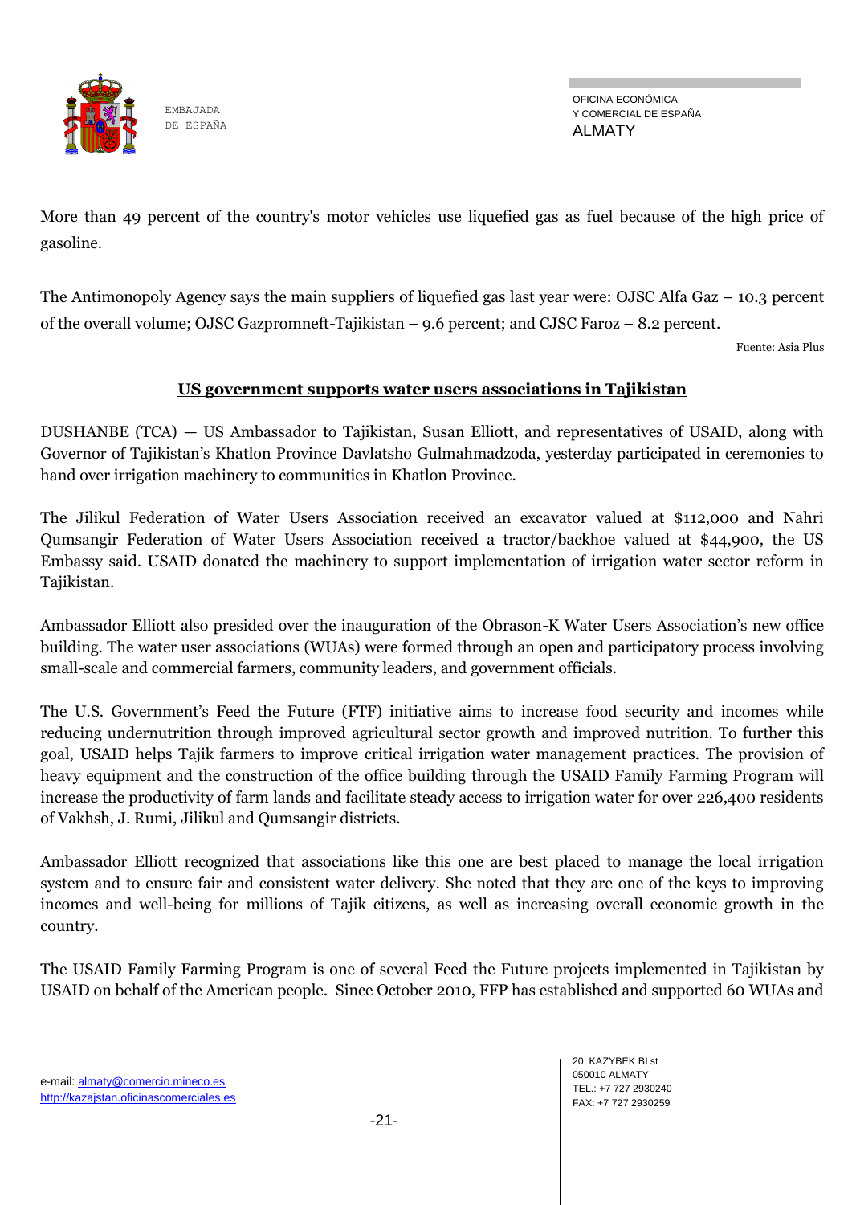More than 49 percent of the country's motor vehicles use liquefied gas as fuel because of the high price of gasoline.

The Antimonopoly Agency says the main suppliers of liquefied gas last year were: OJSC Alfa Gaz – 10.3 percent of the overall volume; OJSC Gazpromneft-Tajikistan – 9.6 percent; and CJSC Faroz – 8.2 percent.

Fuente: Asia Plus

## US government supports water users associations in Tajikistan

DUSHANBE (TCA) — US Ambassador to Tajikistan, Susan Elliott, and representatives of USAID, along with Governor of Tajikistan's Khatlon Province Davlatsho Gulmahmadzoda, yesterday participated in ceremonies to hand over irrigation machinery to communities in Khatlon Province.

The Jilikul Federation of Water Users Association received an excavator valued at $112,000 and Nahri Qumsangir Federation of Water Users Association received a tractor/backhoe valued at $44,900, the US Embassy said. USAID donated the machinery to support implementation of irrigation water sector reform in Tajikistan.

Ambassador Elliott also presided over the inauguration of the Obrason-K Water Users Association's new office building. The water user associations (WUAs) were formed through an open and participatory process involving small-scale and commercial farmers, community leaders, and government officials.

The U.S. Government's Feed the Future (FTF) initiative aims to increase food security and incomes while reducing undernutrition through improved agricultural sector growth and improved nutrition. To further this goal, USAID helps Tajik farmers to improve critical irrigation water management practices. The provision of heavy equipment and the construction of the office building through the USAID Family Farming Program will increase the productivity of farm lands and facilitate steady access to irrigation water for over 226,400 residents of Vakhsh, J. Rumi, Jilikul and Qumsangir districts.

Ambassador Elliott recognized that associations like this one are best placed to manage the local irrigation system and to ensure fair and consistent water delivery. She noted that they are one of the keys to improving incomes and well-being for millions of Tajik citizens, as well as increasing overall economic growth in the country.

The USAID Family Farming Program is one of several Feed the Future projects implemented in Tajikistan by USAID on behalf of the American people. Since October 2010, FFP has established and supported 60 WUAs and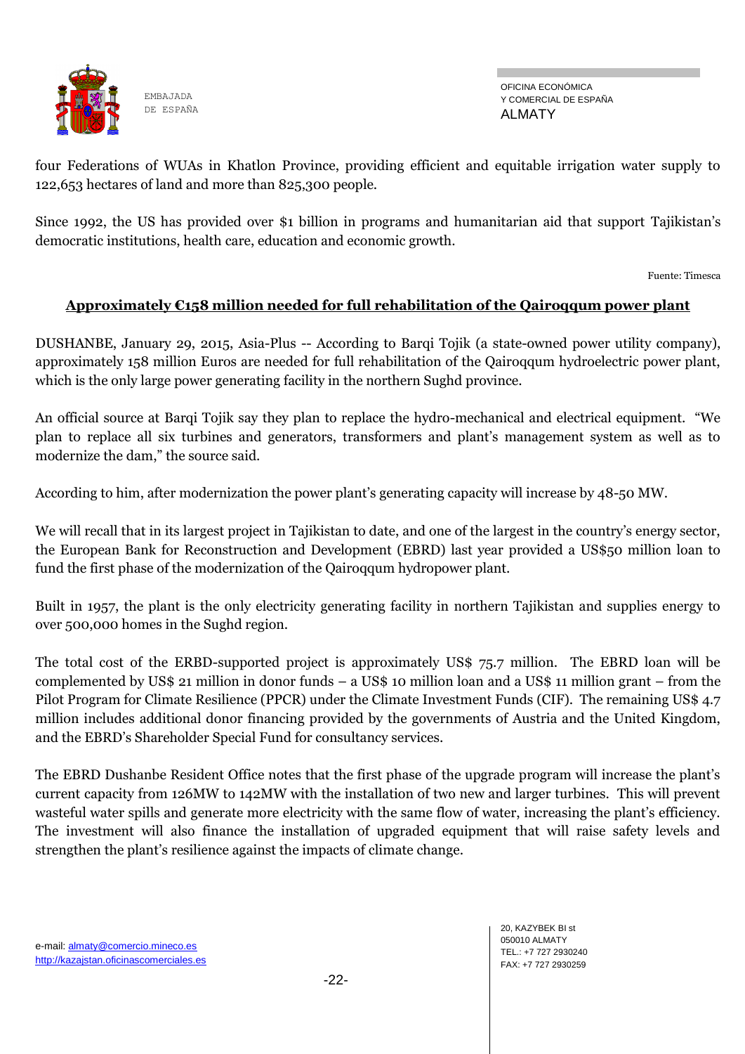four Federations of WUAs in Khatlon Province, providing efficient and equitable irrigation water supply to 122,653 hectares of land and more than 825,300 people.

Since 1992, the US has provided over $1 billion in programs and humanitarian aid that support Tajikistan's democratic institutions, health care, education and economic growth.

Fuente: Timesca

## Approximately €158 million needed for full rehabilitation of the Qairoqqum power plant

DUSHANBE, January 29, 2015, Asia-Plus -- According to Barqi Tojik (a state-owned power utility company), approximately 158 million Euros are needed for full rehabilitation of the Qairoqqum hydroelectric power plant, which is the only large power generating facility in the northern Sughd province.

An official source at Barqi Tojik say they plan to replace the hydro-mechanical and electrical equipment. "We plan to replace all six turbines and generators, transformers and plant's management system as well as to modernize the dam," the source said.

According to him, after modernization the power plant's generating capacity will increase by 48-50 MW.

We will recall that in its largest project in Tajikistan to date, and one of the largest in the country's energy sector, the European Bank for Reconstruction and Development (EBRD) last year provided a US$50 million loan to fund the first phase of the modernization of the Qairoqqum hydropower plant.

Built in 1957, the plant is the only electricity generating facility in northern Tajikistan and supplies energy to over 500,000 homes in the Sughd region.

The total cost of the ERBD-supported project is approximately US$ 75.7 million. The EBRD loan will be complemented by US$ 21 million in donor funds – a US$ 10 million loan and a US$ 11 million grant – from the Pilot Program for Climate Resilience (PPCR) under the Climate Investment Funds (CIF). The remaining US$ 4.7 million includes additional donor financing provided by the governments of Austria and the United Kingdom, and the EBRD's Shareholder Special Fund for consultancy services.

The EBRD Dushanbe Resident Office notes that the first phase of the upgrade program will increase the plant's current capacity from 126MW to 142MW with the installation of two new and larger turbines. This will prevent wasteful water spills and generate more electricity with the same flow of water, increasing the plant's efficiency. The investment will also finance the installation of upgraded equipment that will raise safety levels and strengthen the plant's resilience against the impacts of climate change.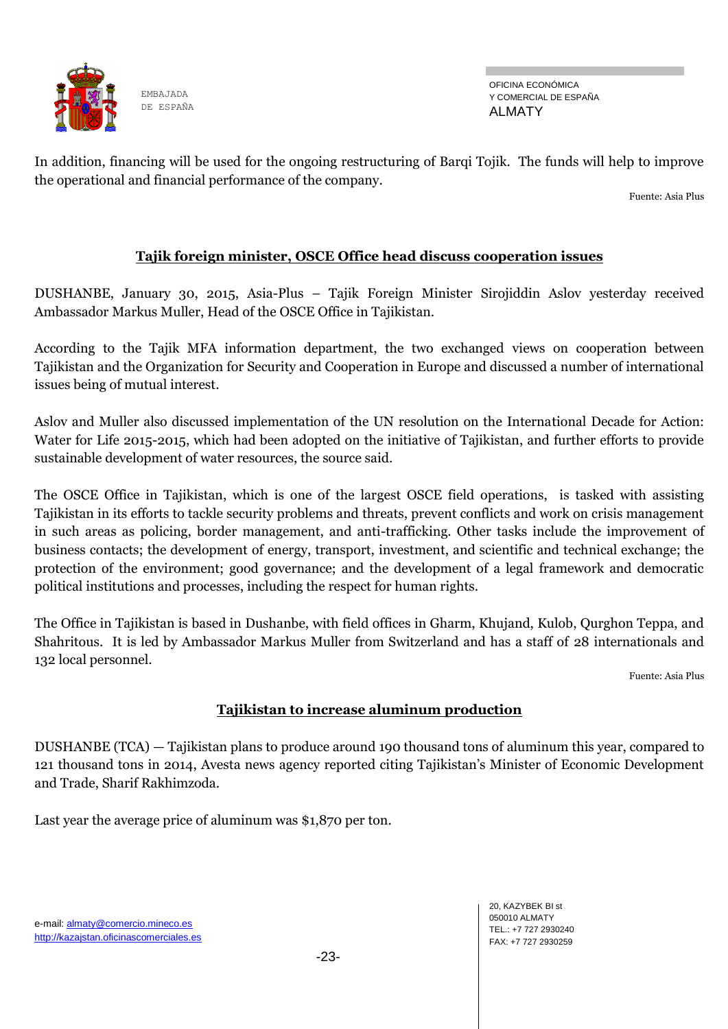In addition, financing will be used for the ongoing restructuring of Barqi Tojik. The funds will help to improve the operational and financial performance of the company.

Fuente: Asia Plus

## Tajik foreign minister, OSCE Office head discuss cooperation issues

DUSHANBE, January 30, 2015, Asia-Plus – Tajik Foreign Minister Sirojiddin Aslov yesterday received Ambassador Markus Muller, Head of the OSCE Office in Tajikistan.

According to the Tajik MFA information department, the two exchanged views on cooperation between Tajikistan and the Organization for Security and Cooperation in Europe and discussed a number of international issues being of mutual interest.

Aslov and Muller also discussed implementation of the UN resolution on the International Decade for Action: Water for Life 2015-2015, which had been adopted on the initiative of Tajikistan, and further efforts to provide sustainable development of water resources, the source said.

The OSCE Office in Tajikistan, which is one of the largest OSCE field operations, is tasked with assisting Tajikistan in its efforts to tackle security problems and threats, prevent conflicts and work on crisis management in such areas as policing, border management, and anti-trafficking. Other tasks include the improvement of business contacts; the development of energy, transport, investment, and scientific and technical exchange; the protection of the environment; good governance; and the development of a legal framework and democratic political institutions and processes, including the respect for human rights.

The Office in Tajikistan is based in Dushanbe, with field offices in Gharm, Khujand, Kulob, Qurghon Teppa, and Shahritous. It is led by Ambassador Markus Muller from Switzerland and has a staff of 28 internationals and 132 local personnel.

Fuente: Asia Plus

## Tajikistan to increase aluminum production

DUSHANBE (TCA) — Tajikistan plans to produce around 190 thousand tons of aluminum this year, compared to 121 thousand tons in 2014, Avesta news agency reported citing Tajikistan's Minister of Economic Development and Trade, Sharif Rakhimzoda.

Last year the average price of aluminum was $1,870 per ton.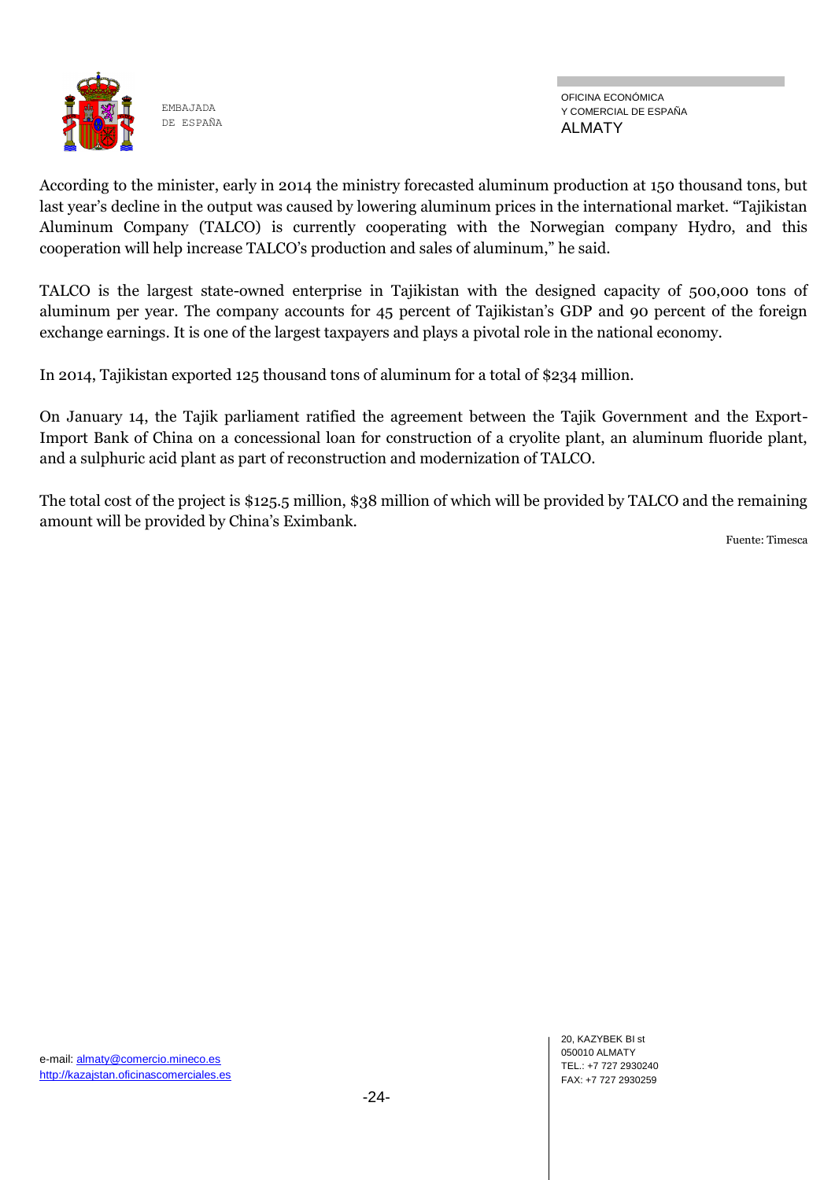According to the minister, early in 2014 the ministry forecasted aluminum production at 150 thousand tons, but last year's decline in the output was caused by lowering aluminum prices in the international market. "Tajikistan Aluminum Company (TALCO) is currently cooperating with the Norwegian company Hydro, and this cooperation will help increase TALCO's production and sales of aluminum," he said.

TALCO is the largest state-owned enterprise in Tajikistan with the designed capacity of 500,000 tons of aluminum per year. The company accounts for 45 percent of Tajikistan's GDP and 90 percent of the foreign exchange earnings. It is one of the largest taxpayers and plays a pivotal role in the national economy.

In 2014, Tajikistan exported 125 thousand tons of aluminum for a total of $234 million.

On January 14, the Tajik parliament ratified the agreement between the Tajik Government and the Export-Import Bank of China on a concessional loan for construction of a cryolite plant, an aluminum fluoride plant, and a sulphuric acid plant as part of reconstruction and modernization of TALCO.

The total cost of the project is $125.5 million, $38 million of which will be provided by TALCO and the remaining amount will be provided by China's Eximbank.

Fuente: Timesca